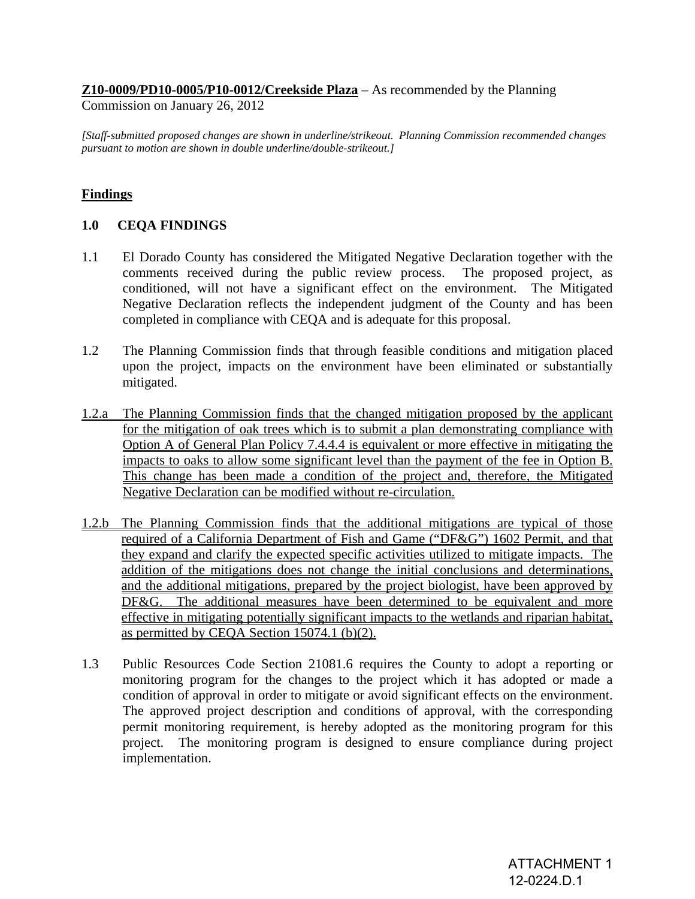**Z10-0009/PD10-0005/P10-0012/Creekside Plaza** – As recommended by the Planning Commission on January 26, 2012

*[Staff-submitted proposed changes are shown in underline/strikeout. Planning Commission recommended changes pursuant to motion are shown in double underline/double-strikeout.]*

## Findings

### 1.0 CEQA FINDINGS

1.1 El Dorado County has considered the Mitigated Negative Declaration together with the comments received during the public review process. The proposed project, as conditioned, will not have a significant effect on the environment. The Mitigated Negative Declaration reflects the independent judgment of the County and has been completed in compliance with CEQA and is adequate for this proposal.

1.2 The Planning Commission finds that through feasible conditions and mitigation placed upon the project, impacts on the environment have been eliminated or substantially mitigated.

<u>1.2.a The Planning Commission finds that the changed mitigation proposed by the applicant for the mitigation of oak trees which is to submit a plan demonstrating compliance with Option A of General Plan Policy 7.4.4.4 is equivalent or more effective in mitigating the impacts to oaks to allow some significant level than the payment of the fee in Option B. This change has been made a condition of the project and, therefore, the Mitigated Negative Declaration can be modified without re-circulation.</u>

<u>1.2.b The Planning Commission finds that the additional mitigations are typical of those required of a California Department of Fish and Game ("DF&G") 1602 Permit, and that they expand and clarify the expected specific activities utilized to mitigate impacts. The addition of the mitigations does not change the initial conclusions and determinations, and the additional mitigations, prepared by the project biologist, have been approved by DF&G. The additional measures have been determined to be equivalent and more effective in mitigating potentially significant impacts to the wetlands and riparian habitat, as permitted by CEQA Section 15074.1 (b)(2).</u>

1.3 Public Resources Code Section 21081.6 requires the County to adopt a reporting or monitoring program for the changes to the project which it has adopted or made a condition of approval in order to mitigate or avoid significant effects on the environment. The approved project description and conditions of approval, with the corresponding permit monitoring requirement, is hereby adopted as the monitoring program for this project. The monitoring program is designed to ensure compliance during project implementation.

ATTACHMENT 1
12-0224.D.1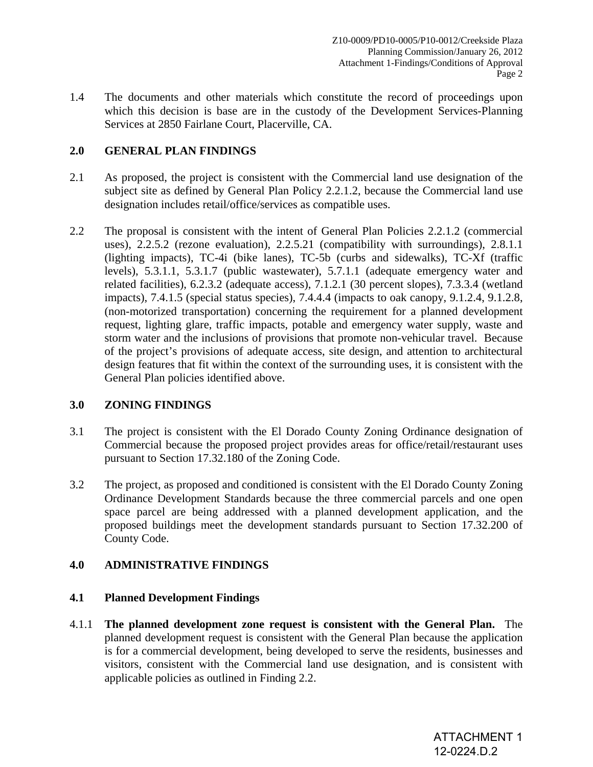1.4 The documents and other materials which constitute the record of proceedings upon which this decision is base are in the custody of the Development Services-Planning Services at 2850 Fairlane Court, Placerville, CA.

## 2.0 GENERAL PLAN FINDINGS

2.1 As proposed, the project is consistent with the Commercial land use designation of the subject site as defined by General Plan Policy 2.2.1.2, because the Commercial land use designation includes retail/office/services as compatible uses.

2.2 The proposal is consistent with the intent of General Plan Policies 2.2.1.2 (commercial uses), 2.2.5.2 (rezone evaluation), 2.2.5.21 (compatibility with surroundings), 2.8.1.1 (lighting impacts), TC-4i (bike lanes), TC-5b (curbs and sidewalks), TC-Xf (traffic levels), 5.3.1.1, 5.3.1.7 (public wastewater), 5.7.1.1 (adequate emergency water and related facilities), 6.2.3.2 (adequate access), 7.1.2.1 (30 percent slopes), 7.3.3.4 (wetland impacts), 7.4.1.5 (special status species), 7.4.4.4 (impacts to oak canopy, 9.1.2.4, 9.1.2.8, (non-motorized transportation) concerning the requirement for a planned development request, lighting glare, traffic impacts, potable and emergency water supply, waste and storm water and the inclusions of provisions that promote non-vehicular travel. Because of the project's provisions of adequate access, site design, and attention to architectural design features that fit within the context of the surrounding uses, it is consistent with the General Plan policies identified above.

## 3.0 ZONING FINDINGS

3.1 The project is consistent with the El Dorado County Zoning Ordinance designation of Commercial because the proposed project provides areas for office/retail/restaurant uses pursuant to Section 17.32.180 of the Zoning Code.

3.2 The project, as proposed and conditioned is consistent with the El Dorado County Zoning Ordinance Development Standards because the three commercial parcels and one open space parcel are being addressed with a planned development application, and the proposed buildings meet the development standards pursuant to Section 17.32.200 of County Code.

## 4.0 ADMINISTRATIVE FINDINGS

### 4.1 Planned Development Findings

4.1.1 **The planned development zone request is consistent with the General Plan.** The planned development request is consistent with the General Plan because the application is for a commercial development, being developed to serve the residents, businesses and visitors, consistent with the Commercial land use designation, and is consistent with applicable policies as outlined in Finding 2.2.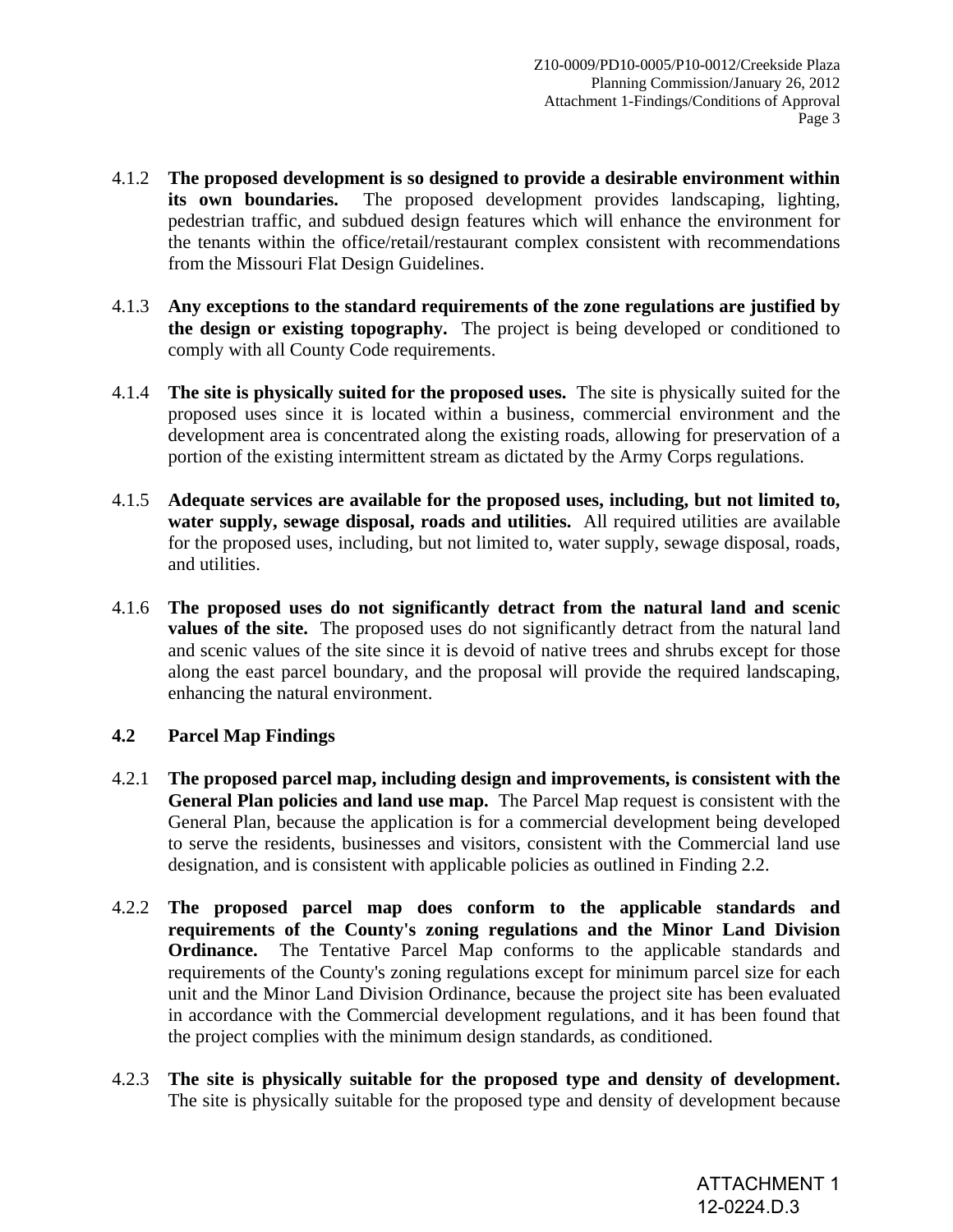4.1.2 **The proposed development is so designed to provide a desirable environment within its own boundaries.** The proposed development provides landscaping, lighting, pedestrian traffic, and subdued design features which will enhance the environment for the tenants within the office/retail/restaurant complex consistent with recommendations from the Missouri Flat Design Guidelines.

4.1.3 **Any exceptions to the standard requirements of the zone regulations are justified by the design or existing topography.** The project is being developed or conditioned to comply with all County Code requirements.

4.1.4 **The site is physically suited for the proposed uses.** The site is physically suited for the proposed uses since it is located within a business, commercial environment and the development area is concentrated along the existing roads, allowing for preservation of a portion of the existing intermittent stream as dictated by the Army Corps regulations.

4.1.5 **Adequate services are available for the proposed uses, including, but not limited to, water supply, sewage disposal, roads and utilities.** All required utilities are available for the proposed uses, including, but not limited to, water supply, sewage disposal, roads, and utilities.

4.1.6 **The proposed uses do not significantly detract from the natural land and scenic values of the site.** The proposed uses do not significantly detract from the natural land and scenic values of the site since it is devoid of native trees and shrubs except for those along the east parcel boundary, and the proposal will provide the required landscaping, enhancing the natural environment.

**4.2 Parcel Map Findings**

4.2.1 **The proposed parcel map, including design and improvements, is consistent with the General Plan policies and land use map.** The Parcel Map request is consistent with the General Plan, because the application is for a commercial development being developed to serve the residents, businesses and visitors, consistent with the Commercial land use designation, and is consistent with applicable policies as outlined in Finding 2.2.

4.2.2 **The proposed parcel map does conform to the applicable standards and requirements of the County's zoning regulations and the Minor Land Division Ordinance.** The Tentative Parcel Map conforms to the applicable standards and requirements of the County's zoning regulations except for minimum parcel size for each unit and the Minor Land Division Ordinance, because the project site has been evaluated in accordance with the Commercial development regulations, and it has been found that the project complies with the minimum design standards, as conditioned.

4.2.3 **The site is physically suitable for the proposed type and density of development.** The site is physically suitable for the proposed type and density of development because

ATTACHMENT 1
12-0224.D.3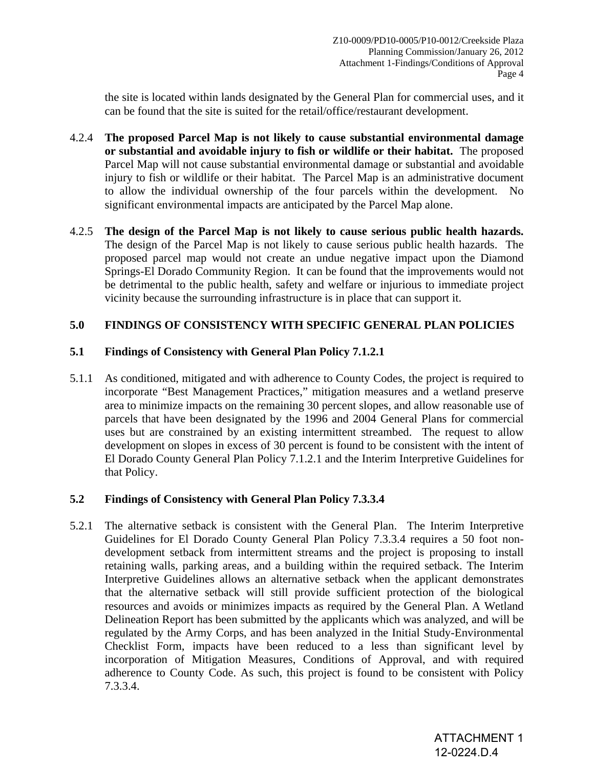the site is located within lands designated by the General Plan for commercial uses, and it can be found that the site is suited for the retail/office/restaurant development.

4.2.4 **The proposed Parcel Map is not likely to cause substantial environmental damage or substantial and avoidable injury to fish or wildlife or their habitat.** The proposed Parcel Map will not cause substantial environmental damage or substantial and avoidable injury to fish or wildlife or their habitat. The Parcel Map is an administrative document to allow the individual ownership of the four parcels within the development. No significant environmental impacts are anticipated by the Parcel Map alone.

4.2.5 **The design of the Parcel Map is not likely to cause serious public health hazards.** The design of the Parcel Map is not likely to cause serious public health hazards. The proposed parcel map would not create an undue negative impact upon the Diamond Springs-El Dorado Community Region. It can be found that the improvements would not be detrimental to the public health, safety and welfare or injurious to immediate project vicinity because the surrounding infrastructure is in place that can support it.

## 5.0 FINDINGS OF CONSISTENCY WITH SPECIFIC GENERAL PLAN POLICIES

### 5.1 Findings of Consistency with General Plan Policy 7.1.2.1

5.1.1 As conditioned, mitigated and with adherence to County Codes, the project is required to incorporate "Best Management Practices," mitigation measures and a wetland preserve area to minimize impacts on the remaining 30 percent slopes, and allow reasonable use of parcels that have been designated by the 1996 and 2004 General Plans for commercial uses but are constrained by an existing intermittent streambed. The request to allow development on slopes in excess of 30 percent is found to be consistent with the intent of El Dorado County General Plan Policy 7.1.2.1 and the Interim Interpretive Guidelines for that Policy.

### 5.2 Findings of Consistency with General Plan Policy 7.3.3.4

5.2.1 The alternative setback is consistent with the General Plan. The Interim Interpretive Guidelines for El Dorado County General Plan Policy 7.3.3.4 requires a 50 foot non-development setback from intermittent streams and the project is proposing to install retaining walls, parking areas, and a building within the required setback. The Interim Interpretive Guidelines allows an alternative setback when the applicant demonstrates that the alternative setback will still provide sufficient protection of the biological resources and avoids or minimizes impacts as required by the General Plan. A Wetland Delineation Report has been submitted by the applicants which was analyzed, and will be regulated by the Army Corps, and has been analyzed in the Initial Study-Environmental Checklist Form, impacts have been reduced to a less than significant level by incorporation of Mitigation Measures, Conditions of Approval, and with required adherence to County Code. As such, this project is found to be consistent with Policy 7.3.3.4.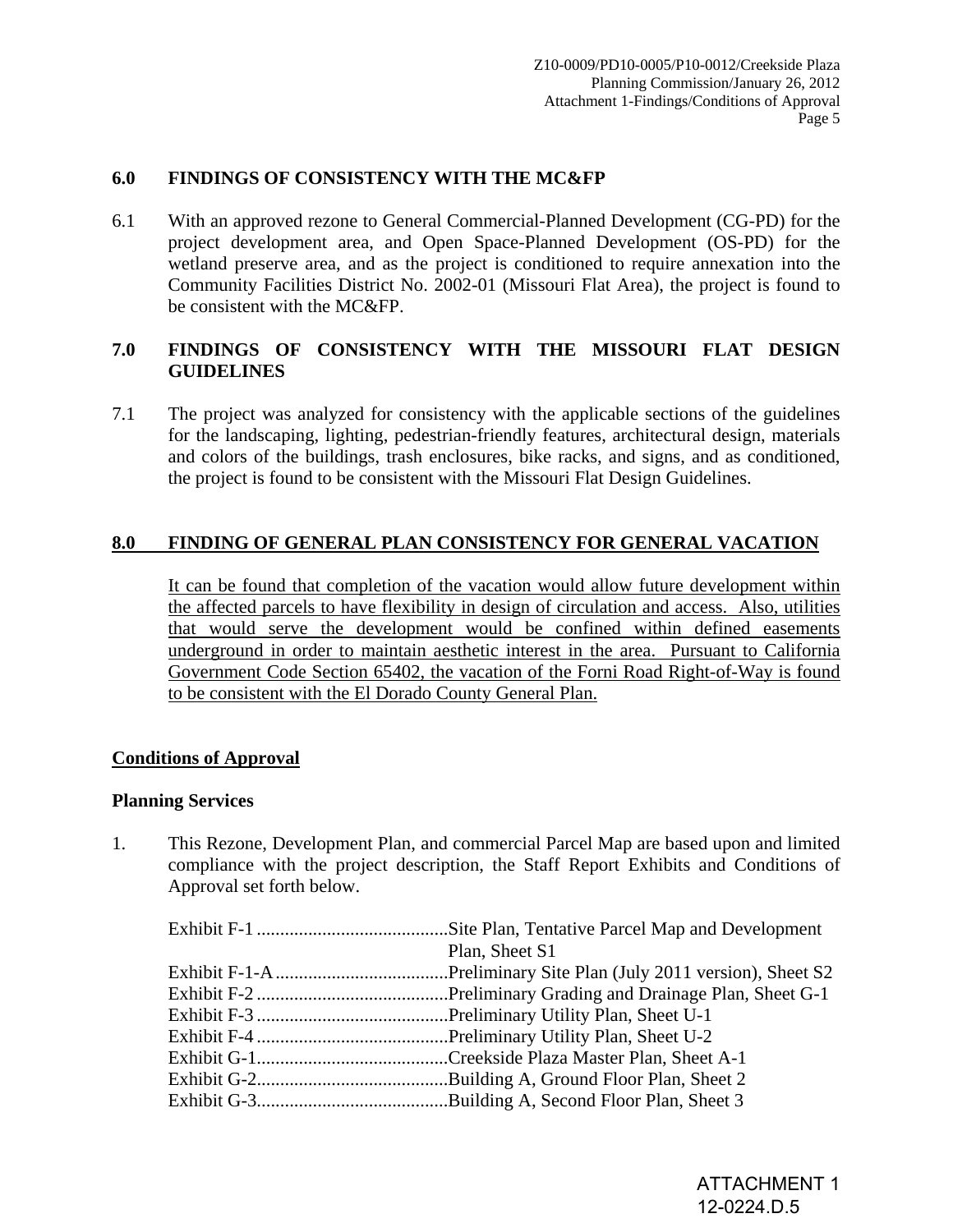## 6.0 FINDINGS OF CONSISTENCY WITH THE MC&FP

6.1 With an approved rezone to General Commercial-Planned Development (CG-PD) for the project development area, and Open Space-Planned Development (OS-PD) for the wetland preserve area, and as the project is conditioned to require annexation into the Community Facilities District No. 2002-01 (Missouri Flat Area), the project is found to be consistent with the MC&FP.

## 7.0 FINDINGS OF CONSISTENCY WITH THE MISSOURI FLAT DESIGN GUIDELINES

7.1 The project was analyzed for consistency with the applicable sections of the guidelines for the landscaping, lighting, pedestrian-friendly features, architectural design, materials and colors of the buildings, trash enclosures, bike racks, and signs, and as conditioned, the project is found to be consistent with the Missouri Flat Design Guidelines.

## <u>8.0 FINDING OF GENERAL PLAN CONSISTENCY FOR GENERAL VACATION</u>

<u>It can be found that completion of the vacation would allow future development within the affected parcels to have flexibility in design of circulation and access. Also, utilities that would serve the development would be confined within defined easements underground in order to maintain aesthetic interest in the area. Pursuant to California Government Code Section 65402, the vacation of the Forni Road Right-of-Way is found to be consistent with the El Dorado County General Plan.</u>

## <u>Conditions of Approval</u>

### Planning Services

1. This Rezone, Development Plan, and commercial Parcel Map are based upon and limited compliance with the project description, the Staff Report Exhibits and Conditions of Approval set forth below.

   Exhibit F-1 ......................................... Site Plan, Tentative Parcel Map and Development Plan, Sheet S1
   Exhibit F-1-A ..................................... Preliminary Site Plan (July 2011 version), Sheet S2
   Exhibit F-2 ......................................... Preliminary Grading and Drainage Plan, Sheet G-1
   Exhibit F-3 ......................................... Preliminary Utility Plan, Sheet U-1
   Exhibit F-4 ......................................... Preliminary Utility Plan, Sheet U-2
   Exhibit G-1......................................... Creekside Plaza Master Plan, Sheet A-1
   Exhibit G-2......................................... Building A, Ground Floor Plan, Sheet 2
   Exhibit G-3......................................... Building A, Second Floor Plan, Sheet 3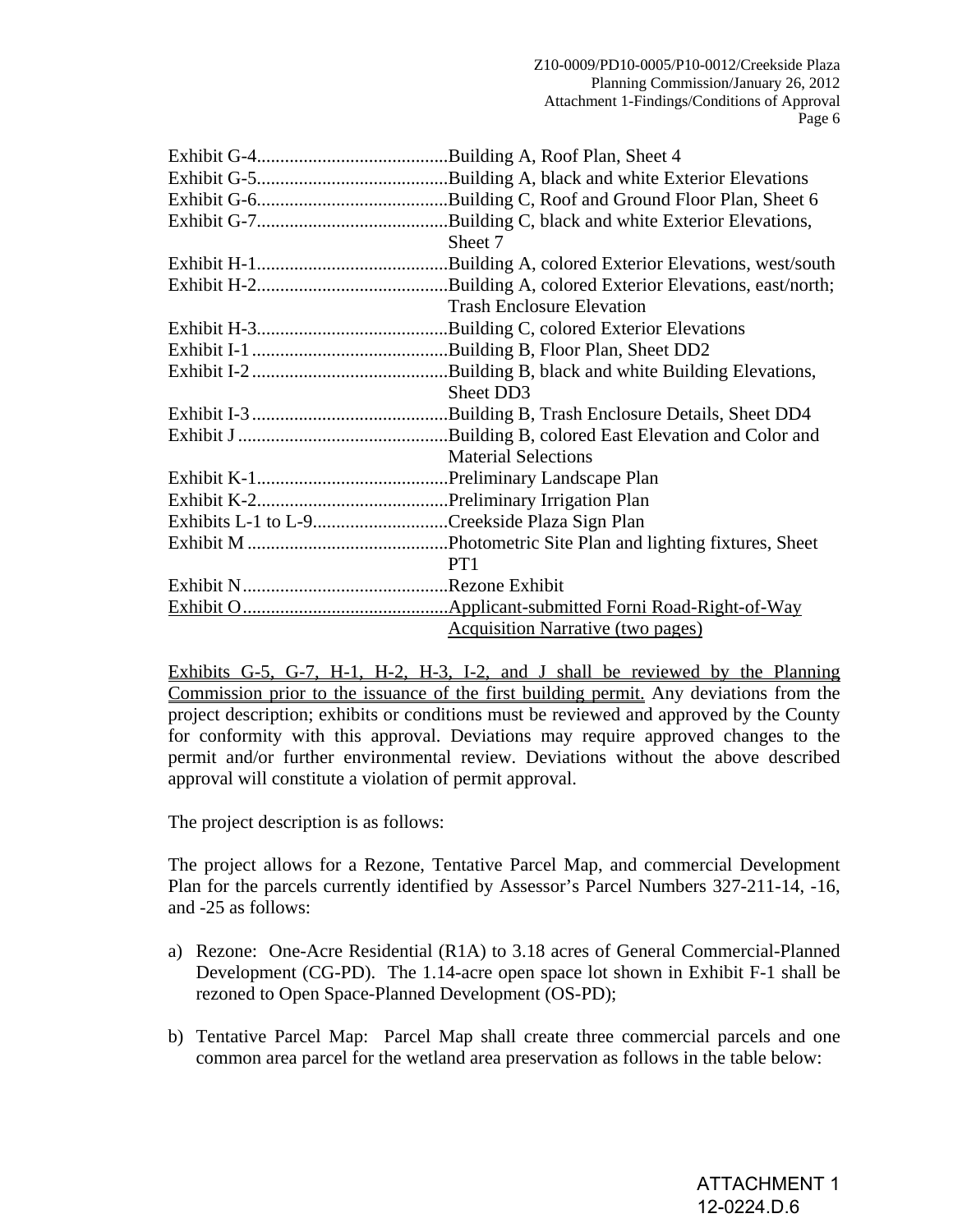Exhibit G-4.........................................Building A, Roof Plan, Sheet 4
Exhibit G-5.........................................Building A, black and white Exterior Elevations
Exhibit G-6.........................................Building C, Roof and Ground Floor Plan, Sheet 6
Exhibit G-7.........................................Building C, black and white Exterior Elevations, Sheet 7
Exhibit H-1.........................................Building A, colored Exterior Elevations, west/south
Exhibit H-2.........................................Building A, colored Exterior Elevations, east/north; Trash Enclosure Elevation
Exhibit H-3.........................................Building C, colored Exterior Elevations
Exhibit I-1 ..........................................Building B, Floor Plan, Sheet DD2
Exhibit I-2 ..........................................Building B, black and white Building Elevations, Sheet DD3
Exhibit I-3 ..........................................Building B, Trash Enclosure Details, Sheet DD4
Exhibit J .............................................Building B, colored East Elevation and Color and Material Selections
Exhibit K-1.........................................Preliminary Landscape Plan
Exhibit K-2.........................................Preliminary Irrigation Plan
Exhibits L-1 to L-9.............................Creekside Plaza Sign Plan
Exhibit M ...........................................Photometric Site Plan and lighting fixtures, Sheet PT1
Exhibit N............................................Rezone Exhibit
<u>Exhibit O............................................Applicant-submitted Forni Road-Right-of-Way Acquisition Narrative (two pages)</u>

<u>Exhibits G-5, G-7, H-1, H-2, H-3, I-2, and J shall be reviewed by the Planning Commission prior to the issuance of the first building permit.</u> Any deviations from the project description; exhibits or conditions must be reviewed and approved by the County for conformity with this approval. Deviations may require approved changes to the permit and/or further environmental review. Deviations without the above described approval will constitute a violation of permit approval.

The project description is as follows:

The project allows for a Rezone, Tentative Parcel Map, and commercial Development Plan for the parcels currently identified by Assessor's Parcel Numbers 327-211-14, -16, and -25 as follows:

a) Rezone: One-Acre Residential (R1A) to 3.18 acres of General Commercial-Planned Development (CG-PD). The 1.14-acre open space lot shown in Exhibit F-1 shall be rezoned to Open Space-Planned Development (OS-PD);

b) Tentative Parcel Map: Parcel Map shall create three commercial parcels and one common area parcel for the wetland area preservation as follows in the table below: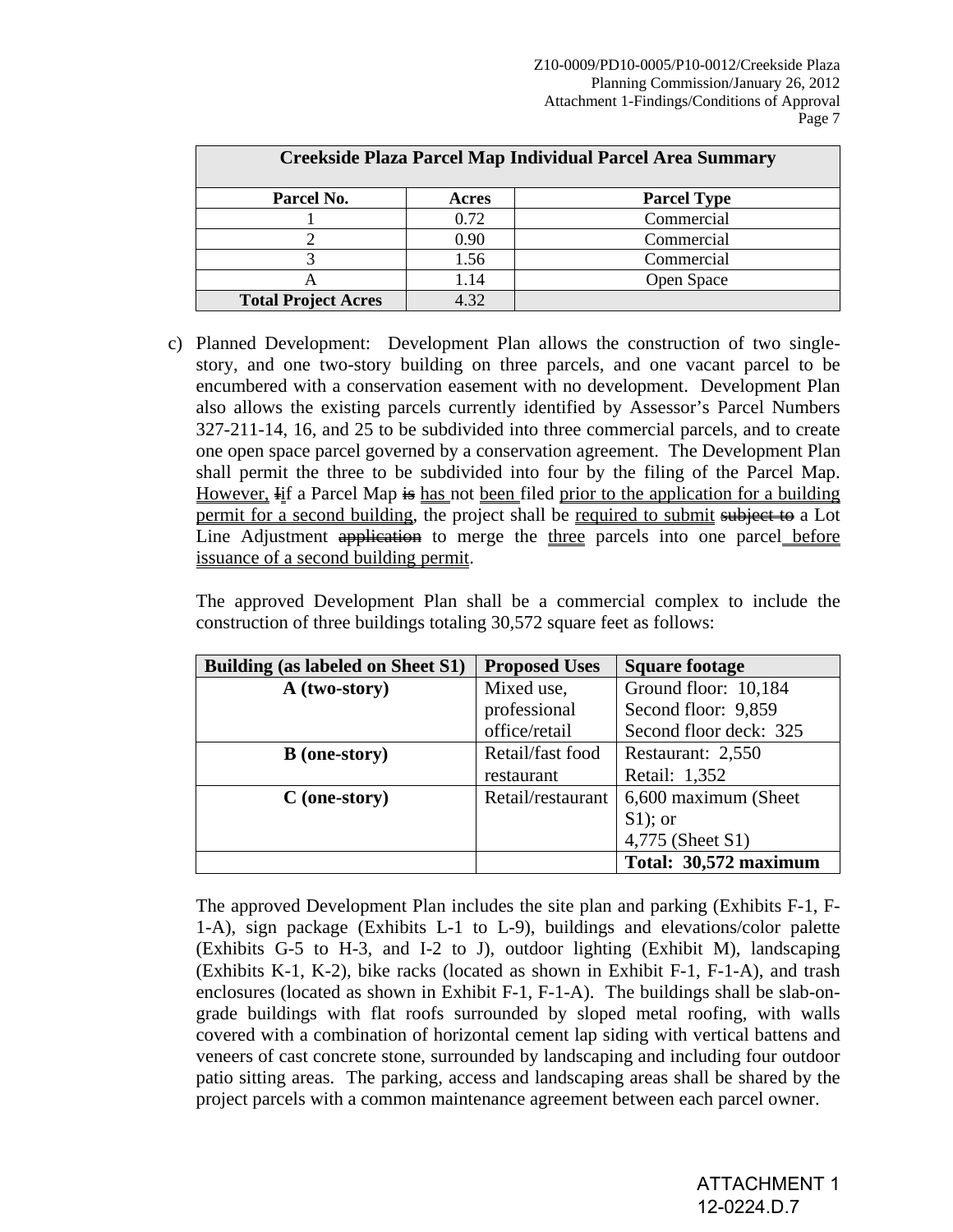| Creekside Plaza Parcel Map Individual Parcel Area Summary | | |
|---|---|---|
| **Parcel No.** | **Acres** | **Parcel Type** |
| 1 | 0.72 | Commercial |
| 2 | 0.90 | Commercial |
| 3 | 1.56 | Commercial |
| A | 1.14 | Open Space |
| **Total Project Acres** | 4.32 | |

c) Planned Development: Development Plan allows the construction of two single-story, and one two-story building on three parcels, and one vacant parcel to be encumbered with a conservation easement with no development. Development Plan also allows the existing parcels currently identified by Assessor's Parcel Numbers 327-211-14, 16, and 25 to be subdivided into three commercial parcels, and to create one open space parcel governed by a conservation agreement. The Development Plan shall permit the three to be subdivided into four by the filing of the Parcel Map. <u>However,</u> ~~I~~<u>i</u>f a Parcel Map ~~is~~ <u>has</u> not <u>been</u> filed <u>prior to the application for a building permit for a second building</u>, the project shall be <u>required to submit</u> ~~subject to~~ a Lot Line Adjustment ~~application~~ to merge the <u>three</u> parcels into one parcel <u>before issuance of a second building permit</u>.

The approved Development Plan shall be a commercial complex to include the construction of three buildings totaling 30,572 square feet as follows:

| Building (as labeled on Sheet S1) | Proposed Uses | Square footage |
|---|---|---|
| **A (two-story)** | Mixed use, professional office/retail | Ground floor: 10,184<br>Second floor: 9,859<br>Second floor deck: 325 |
| **B (one-story)** | Retail/fast food restaurant | Restaurant: 2,550<br>Retail: 1,352 |
| **C (one-story)** | Retail/restaurant | 6,600 maximum (Sheet S1); or<br>4,775 (Sheet S1) |
| | | **Total: 30,572 maximum** |

The approved Development Plan includes the site plan and parking (Exhibits F-1, F-1-A), sign package (Exhibits L-1 to L-9), buildings and elevations/color palette (Exhibits G-5 to H-3, and I-2 to J), outdoor lighting (Exhibit M), landscaping (Exhibits K-1, K-2), bike racks (located as shown in Exhibit F-1, F-1-A), and trash enclosures (located as shown in Exhibit F-1, F-1-A). The buildings shall be slab-on-grade buildings with flat roofs surrounded by sloped metal roofing, with walls covered with a combination of horizontal cement lap siding with vertical battens and veneers of cast concrete stone, surrounded by landscaping and including four outdoor patio sitting areas. The parking, access and landscaping areas shall be shared by the project parcels with a common maintenance agreement between each parcel owner.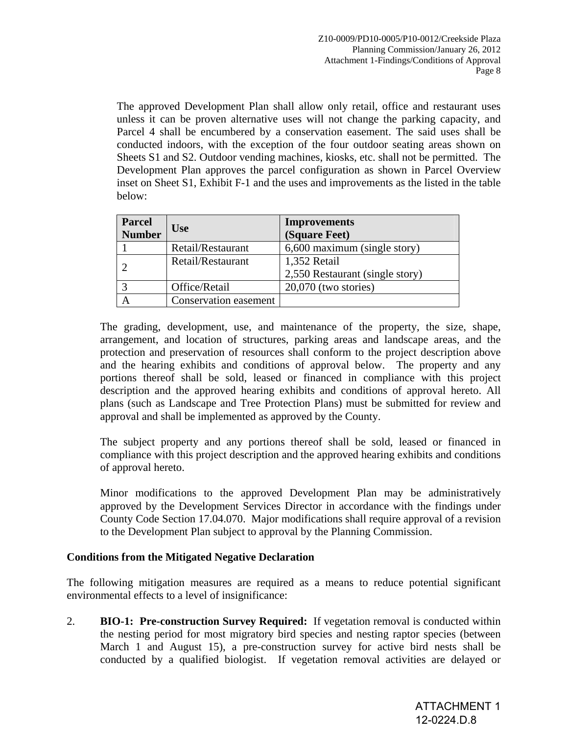The approved Development Plan shall allow only retail, office and restaurant uses unless it can be proven alternative uses will not change the parking capacity, and Parcel 4 shall be encumbered by a conservation easement. The said uses shall be conducted indoors, with the exception of the four outdoor seating areas shown on Sheets S1 and S2. Outdoor vending machines, kiosks, etc. shall not be permitted. The Development Plan approves the parcel configuration as shown in Parcel Overview inset on Sheet S1, Exhibit F-1 and the uses and improvements as the listed in the table below:

| Parcel Number | Use | Improvements (Square Feet) |
|---|---|---|
| 1 | Retail/Restaurant | 6,600 maximum (single story) |
| 2 | Retail/Restaurant | 1,352 Retail<br>2,550 Restaurant (single story) |
| 3 | Office/Retail | 20,070 (two stories) |
| A | Conservation easement | |

The grading, development, use, and maintenance of the property, the size, shape, arrangement, and location of structures, parking areas and landscape areas, and the protection and preservation of resources shall conform to the project description above and the hearing exhibits and conditions of approval below. The property and any portions thereof shall be sold, leased or financed in compliance with this project description and the approved hearing exhibits and conditions of approval hereto. All plans (such as Landscape and Tree Protection Plans) must be submitted for review and approval and shall be implemented as approved by the County.

The subject property and any portions thereof shall be sold, leased or financed in compliance with this project description and the approved hearing exhibits and conditions of approval hereto.

Minor modifications to the approved Development Plan may be administratively approved by the Development Services Director in accordance with the findings under County Code Section 17.04.070. Major modifications shall require approval of a revision to the Development Plan subject to approval by the Planning Commission.

**Conditions from the Mitigated Negative Declaration**

The following mitigation measures are required as a means to reduce potential significant environmental effects to a level of insignificance:

2. **BIO-1: Pre-construction Survey Required:** If vegetation removal is conducted within the nesting period for most migratory bird species and nesting raptor species (between March 1 and August 15), a pre-construction survey for active bird nests shall be conducted by a qualified biologist. If vegetation removal activities are delayed or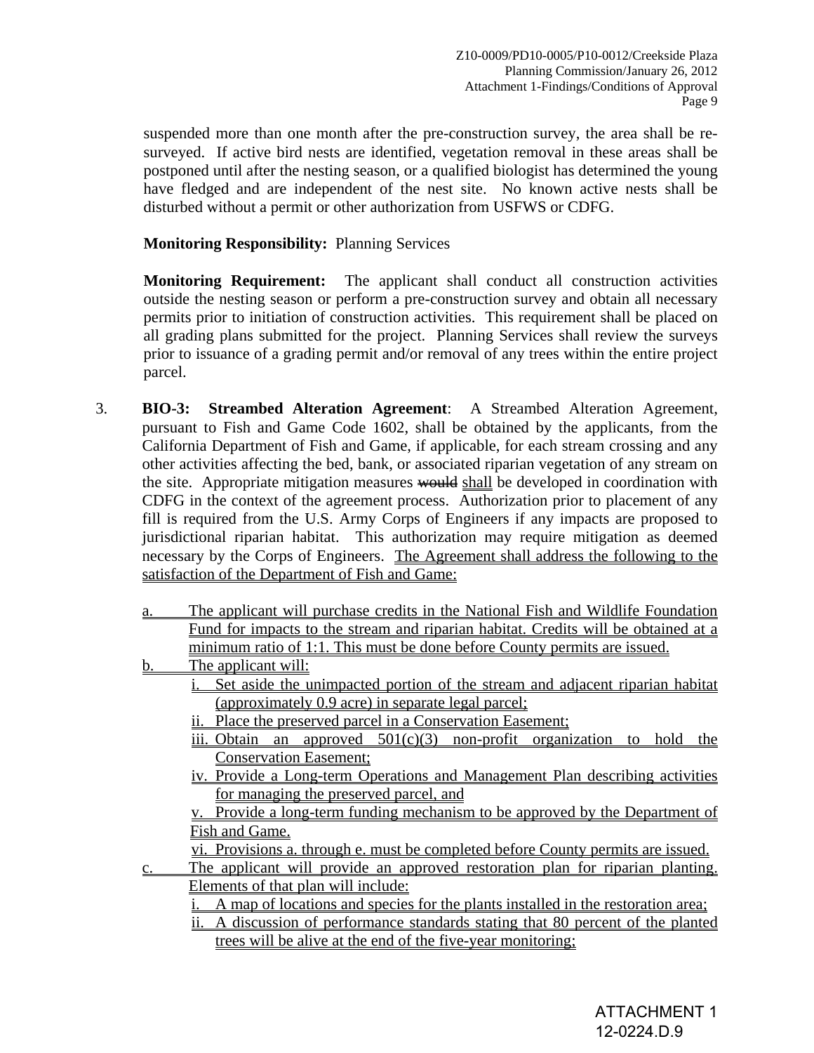suspended more than one month after the pre-construction survey, the area shall be re-surveyed. If active bird nests are identified, vegetation removal in these areas shall be postponed until after the nesting season, or a qualified biologist has determined the young have fledged and are independent of the nest site. No known active nests shall be disturbed without a permit or other authorization from USFWS or CDFG.

**Monitoring Responsibility:** Planning Services

**Monitoring Requirement:** The applicant shall conduct all construction activities outside the nesting season or perform a pre-construction survey and obtain all necessary permits prior to initiation of construction activities. This requirement shall be placed on all grading plans submitted for the project. Planning Services shall review the surveys prior to issuance of a grading permit and/or removal of any trees within the entire project parcel.

3. **BIO-3: Streambed Alteration Agreement**: A Streambed Alteration Agreement, pursuant to Fish and Game Code 1602, shall be obtained by the applicants, from the California Department of Fish and Game, if applicable, for each stream crossing and any other activities affecting the bed, bank, or associated riparian vegetation of any stream on the site. Appropriate mitigation measures ~~would~~ shall be developed in coordination with CDFG in the context of the agreement process. Authorization prior to placement of any fill is required from the U.S. Army Corps of Engineers if any impacts are proposed to jurisdictional riparian habitat. This authorization may require mitigation as deemed necessary by the Corps of Engineers. The Agreement shall address the following to the satisfaction of the Department of Fish and Game:

   a. The applicant will purchase credits in the National Fish and Wildlife Foundation Fund for impacts to the stream and riparian habitat. Credits will be obtained at a minimum ratio of 1:1. This must be done before County permits are issued.

   b. The applicant will:
      - i. Set aside the unimpacted portion of the stream and adjacent riparian habitat (approximately 0.9 acre) in separate legal parcel;
      - ii. Place the preserved parcel in a Conservation Easement;
      - iii. Obtain an approved 501(c)(3) non-profit organization to hold the Conservation Easement;
      - iv. Provide a Long-term Operations and Management Plan describing activities for managing the preserved parcel, and
      - v. Provide a long-term funding mechanism to be approved by the Department of Fish and Game.
      - vi. Provisions a. through e. must be completed before County permits are issued.

   c. The applicant will provide an approved restoration plan for riparian planting. Elements of that plan will include:
      - i. A map of locations and species for the plants installed in the restoration area;
      - ii. A discussion of performance standards stating that 80 percent of the planted trees will be alive at the end of the five-year monitoring;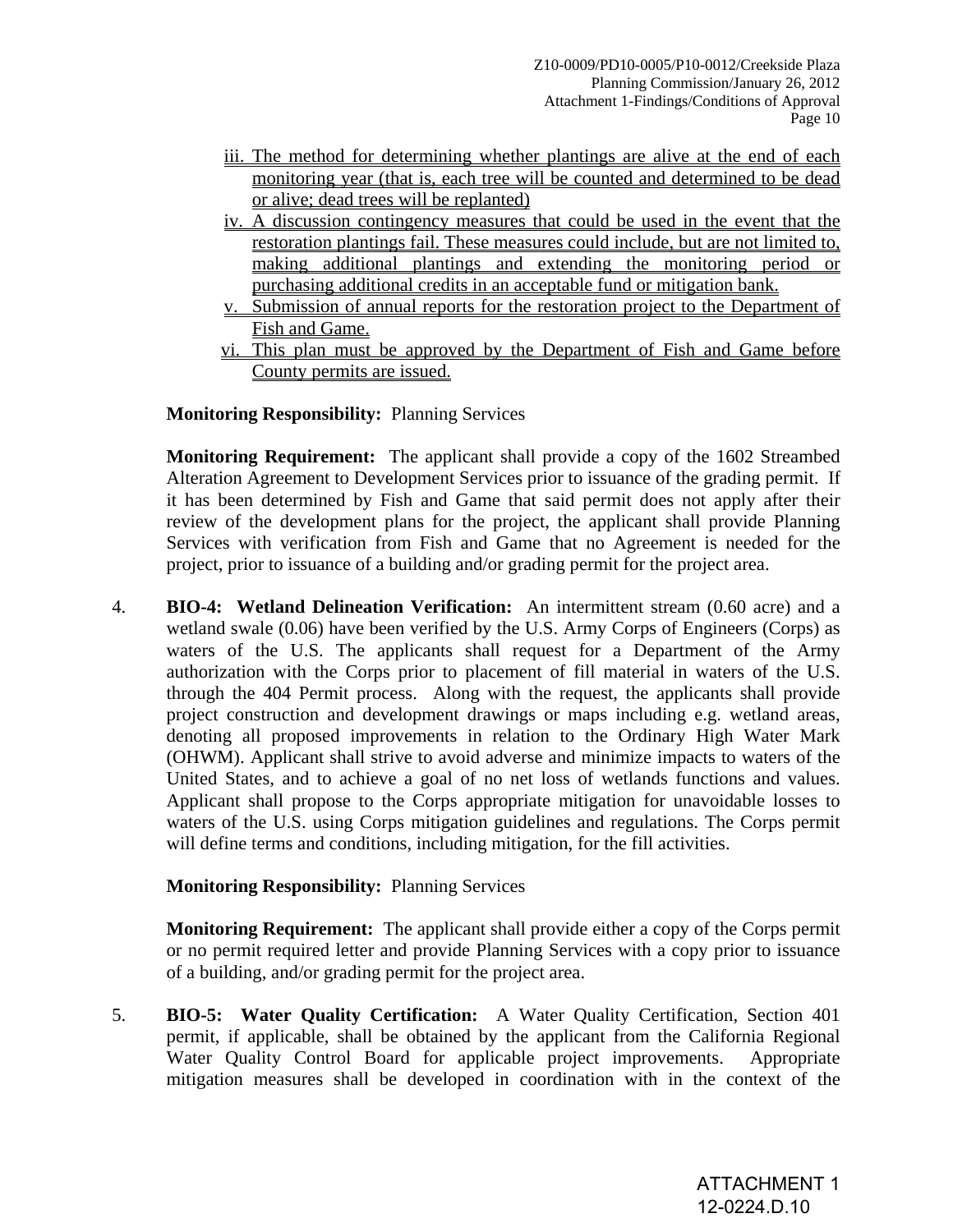iii. The method for determining whether plantings are alive at the end of each monitoring year (that is, each tree will be counted and determined to be dead or alive; dead trees will be replanted)

iv. A discussion contingency measures that could be used in the event that the restoration plantings fail. These measures could include, but are not limited to, making additional plantings and extending the monitoring period or purchasing additional credits in an acceptable fund or mitigation bank.

v. Submission of annual reports for the restoration project to the Department of Fish and Game.

vi. This plan must be approved by the Department of Fish and Game before County permits are issued.

**Monitoring Responsibility:** Planning Services

**Monitoring Requirement:** The applicant shall provide a copy of the 1602 Streambed Alteration Agreement to Development Services prior to issuance of the grading permit. If it has been determined by Fish and Game that said permit does not apply after their review of the development plans for the project, the applicant shall provide Planning Services with verification from Fish and Game that no Agreement is needed for the project, prior to issuance of a building and/or grading permit for the project area.

4. **BIO-4: Wetland Delineation Verification:** An intermittent stream (0.60 acre) and a wetland swale (0.06) have been verified by the U.S. Army Corps of Engineers (Corps) as waters of the U.S. The applicants shall request for a Department of the Army authorization with the Corps prior to placement of fill material in waters of the U.S. through the 404 Permit process. Along with the request, the applicants shall provide project construction and development drawings or maps including e.g. wetland areas, denoting all proposed improvements in relation to the Ordinary High Water Mark (OHWM). Applicant shall strive to avoid adverse and minimize impacts to waters of the United States, and to achieve a goal of no net loss of wetlands functions and values. Applicant shall propose to the Corps appropriate mitigation for unavoidable losses to waters of the U.S. using Corps mitigation guidelines and regulations. The Corps permit will define terms and conditions, including mitigation, for the fill activities.

   **Monitoring Responsibility:** Planning Services

   **Monitoring Requirement:** The applicant shall provide either a copy of the Corps permit or no permit required letter and provide Planning Services with a copy prior to issuance of a building, and/or grading permit for the project area.

5. **BIO-5: Water Quality Certification:** A Water Quality Certification, Section 401 permit, if applicable, shall be obtained by the applicant from the California Regional Water Quality Control Board for applicable project improvements. Appropriate mitigation measures shall be developed in coordination with in the context of the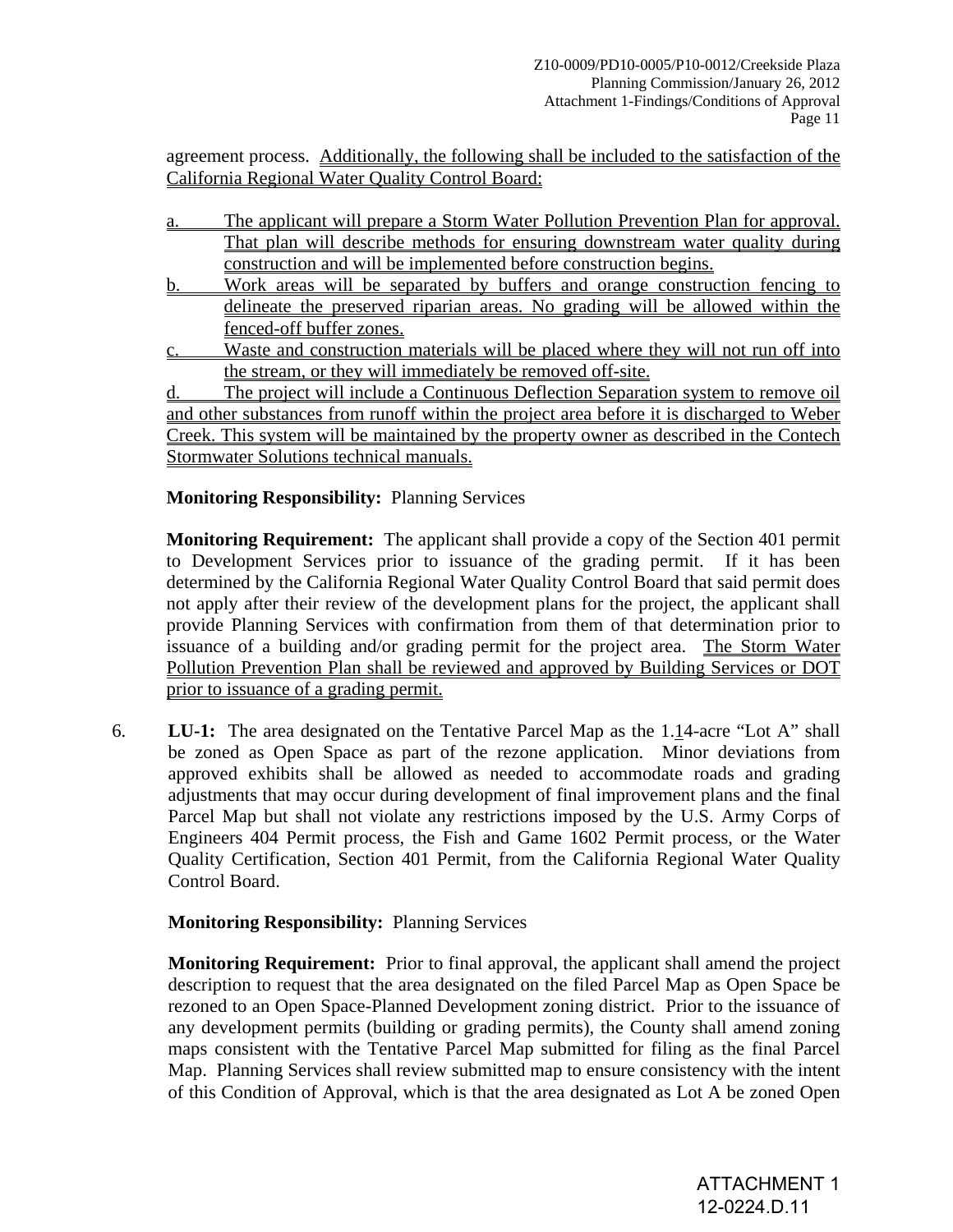agreement process. Additionally, the following shall be included to the satisfaction of the California Regional Water Quality Control Board:

a. The applicant will prepare a Storm Water Pollution Prevention Plan for approval. That plan will describe methods for ensuring downstream water quality during construction and will be implemented before construction begins.

b. Work areas will be separated by buffers and orange construction fencing to delineate the preserved riparian areas. No grading will be allowed within the fenced-off buffer zones.

c. Waste and construction materials will be placed where they will not run off into the stream, or they will immediately be removed off-site.

d. The project will include a Continuous Deflection Separation system to remove oil and other substances from runoff within the project area before it is discharged to Weber Creek. This system will be maintained by the property owner as described in the Contech Stormwater Solutions technical manuals.

**Monitoring Responsibility:** Planning Services

**Monitoring Requirement:** The applicant shall provide a copy of the Section 401 permit to Development Services prior to issuance of the grading permit. If it has been determined by the California Regional Water Quality Control Board that said permit does not apply after their review of the development plans for the project, the applicant shall provide Planning Services with confirmation from them of that determination prior to issuance of a building and/or grading permit for the project area. The Storm Water Pollution Prevention Plan shall be reviewed and approved by Building Services or DOT prior to issuance of a grading permit.

6. **LU-1:** The area designated on the Tentative Parcel Map as the 1.14-acre "Lot A" shall be zoned as Open Space as part of the rezone application. Minor deviations from approved exhibits shall be allowed as needed to accommodate roads and grading adjustments that may occur during development of final improvement plans and the final Parcel Map but shall not violate any restrictions imposed by the U.S. Army Corps of Engineers 404 Permit process, the Fish and Game 1602 Permit process, or the Water Quality Certification, Section 401 Permit, from the California Regional Water Quality Control Board.

**Monitoring Responsibility:** Planning Services

**Monitoring Requirement:** Prior to final approval, the applicant shall amend the project description to request that the area designated on the filed Parcel Map as Open Space be rezoned to an Open Space-Planned Development zoning district. Prior to the issuance of any development permits (building or grading permits), the County shall amend zoning maps consistent with the Tentative Parcel Map submitted for filing as the final Parcel Map. Planning Services shall review submitted map to ensure consistency with the intent of this Condition of Approval, which is that the area designated as Lot A be zoned Open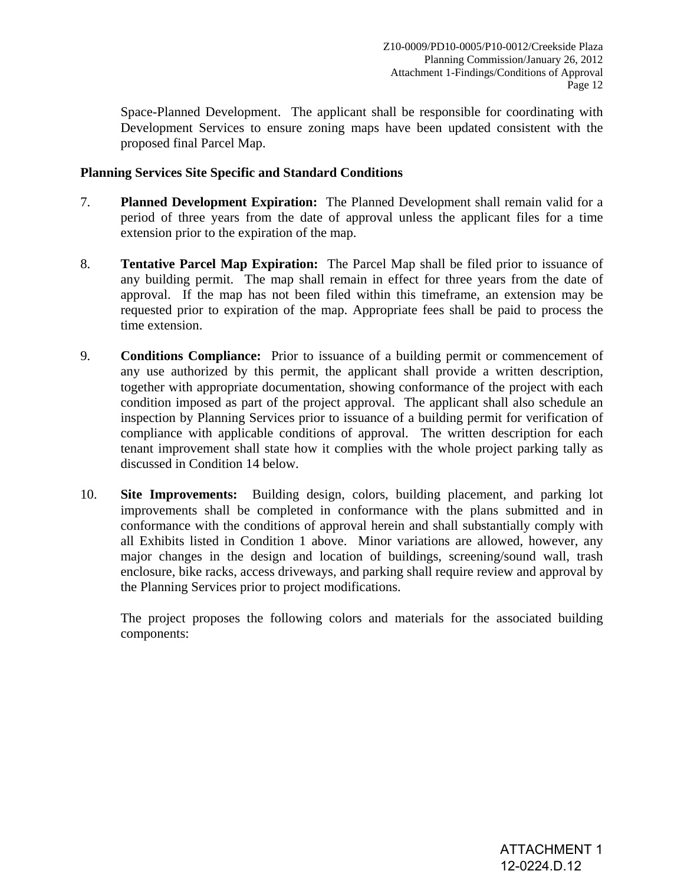Space-Planned Development. The applicant shall be responsible for coordinating with Development Services to ensure zoning maps have been updated consistent with the proposed final Parcel Map.

**Planning Services Site Specific and Standard Conditions**

7. **Planned Development Expiration:** The Planned Development shall remain valid for a period of three years from the date of approval unless the applicant files for a time extension prior to the expiration of the map.

8. **Tentative Parcel Map Expiration:** The Parcel Map shall be filed prior to issuance of any building permit. The map shall remain in effect for three years from the date of approval. If the map has not been filed within this timeframe, an extension may be requested prior to expiration of the map. Appropriate fees shall be paid to process the time extension.

9. **Conditions Compliance:** Prior to issuance of a building permit or commencement of any use authorized by this permit, the applicant shall provide a written description, together with appropriate documentation, showing conformance of the project with each condition imposed as part of the project approval. The applicant shall also schedule an inspection by Planning Services prior to issuance of a building permit for verification of compliance with applicable conditions of approval. The written description for each tenant improvement shall state how it complies with the whole project parking tally as discussed in Condition 14 below.

10. **Site Improvements:** Building design, colors, building placement, and parking lot improvements shall be completed in conformance with the plans submitted and in conformance with the conditions of approval herein and shall substantially comply with all Exhibits listed in Condition 1 above. Minor variations are allowed, however, any major changes in the design and location of buildings, screening/sound wall, trash enclosure, bike racks, access driveways, and parking shall require review and approval by the Planning Services prior to project modifications.

    The project proposes the following colors and materials for the associated building components: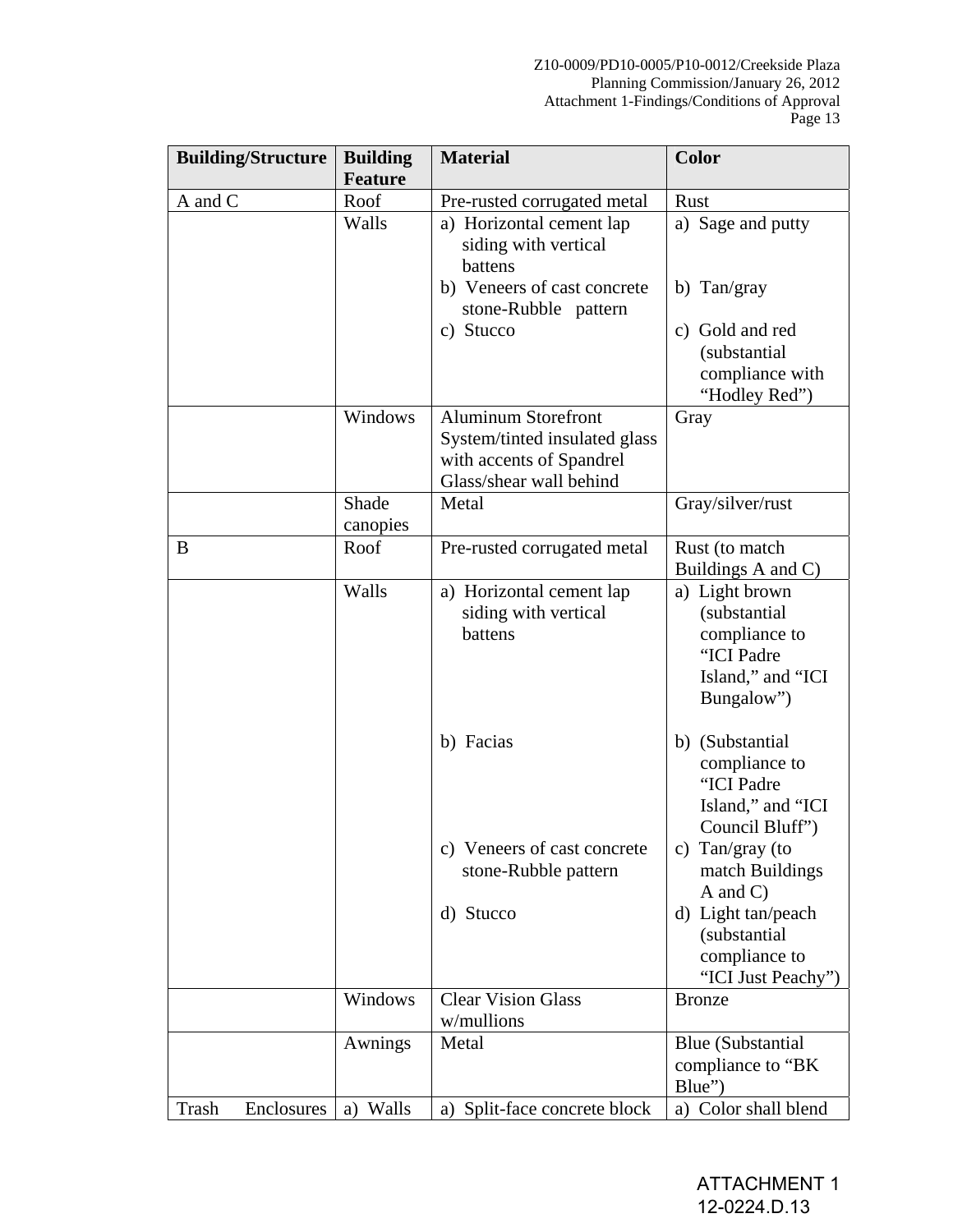| Building/Structure | Building Feature | Material | Color |
|---|---|---|---|
| A and C | Roof | Pre-rusted corrugated metal | Rust |
| | Walls | a) Horizontal cement lap siding with vertical battens<br>b) Veneers of cast concrete stone-Rubble pattern<br>c) Stucco | a) Sage and putty<br>b) Tan/gray<br>c) Gold and red (substantial compliance with "Hodley Red") |
| | Windows | Aluminum Storefront System/tinted insulated glass with accents of Spandrel Glass/shear wall behind | Gray |
| | Shade canopies | Metal | Gray/silver/rust |
| B | Roof | Pre-rusted corrugated metal | Rust (to match Buildings A and C) |
| | Walls | a) Horizontal cement lap siding with vertical battens<br>b) Facias<br>c) Veneers of cast concrete stone-Rubble pattern<br>d) Stucco | a) Light brown (substantial compliance to "ICI Padre Island," and "ICI Bungalow")<br>b) (Substantial compliance to "ICI Padre Island," and "ICI Council Bluff")<br>c) Tan/gray (to match Buildings A and C)<br>d) Light tan/peach (substantial compliance to "ICI Just Peachy") |
| | Windows | Clear Vision Glass w/mullions | Bronze |
| | Awnings | Metal | Blue (Substantial compliance to "BK Blue") |
| Trash Enclosures | a) Walls | a) Split-face concrete block | a) Color shall blend |

ATTACHMENT 1
12-0224.D.13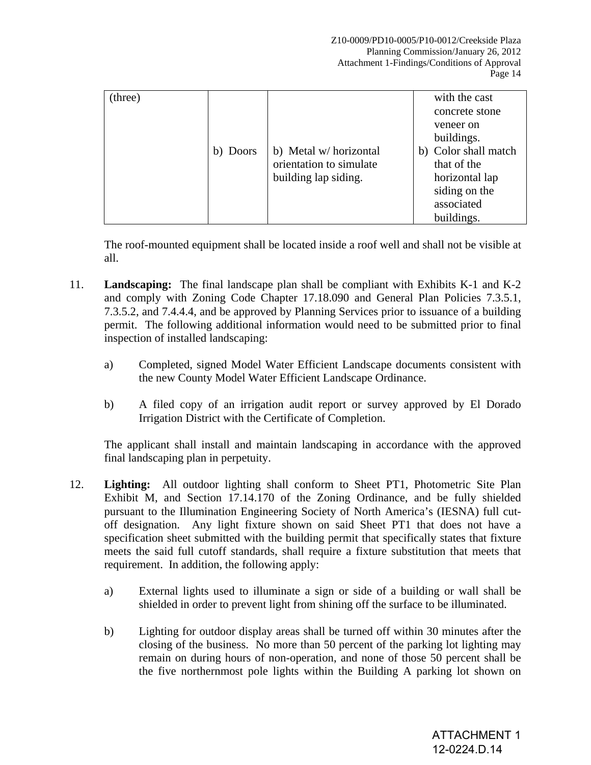| (three) | b) Doors | b) Metal w/ horizontal orientation to simulate building lap siding. | with the cast concrete stone veneer on buildings. <br>b) Color shall match that of the horizontal lap siding on the associated buildings. |
|---|---|---|---|

The roof-mounted equipment shall be located inside a roof well and shall not be visible at all.

11. **Landscaping:** The final landscape plan shall be compliant with Exhibits K-1 and K-2 and comply with Zoning Code Chapter 17.18.090 and General Plan Policies 7.3.5.1, 7.3.5.2, and 7.4.4.4, and be approved by Planning Services prior to issuance of a building permit. The following additional information would need to be submitted prior to final inspection of installed landscaping:

    a) Completed, signed Model Water Efficient Landscape documents consistent with the new County Model Water Efficient Landscape Ordinance.

    b) A filed copy of an irrigation audit report or survey approved by El Dorado Irrigation District with the Certificate of Completion.

    The applicant shall install and maintain landscaping in accordance with the approved final landscaping plan in perpetuity.

12. **Lighting:** All outdoor lighting shall conform to Sheet PT1, Photometric Site Plan Exhibit M, and Section 17.14.170 of the Zoning Ordinance, and be fully shielded pursuant to the Illumination Engineering Society of North America's (IESNA) full cut-off designation. Any light fixture shown on said Sheet PT1 that does not have a specification sheet submitted with the building permit that specifically states that fixture meets the said full cutoff standards, shall require a fixture substitution that meets that requirement. In addition, the following apply:

    a) External lights used to illuminate a sign or side of a building or wall shall be shielded in order to prevent light from shining off the surface to be illuminated.

    b) Lighting for outdoor display areas shall be turned off within 30 minutes after the closing of the business. No more than 50 percent of the parking lot lighting may remain on during hours of non-operation, and none of those 50 percent shall be the five northernmost pole lights within the Building A parking lot shown on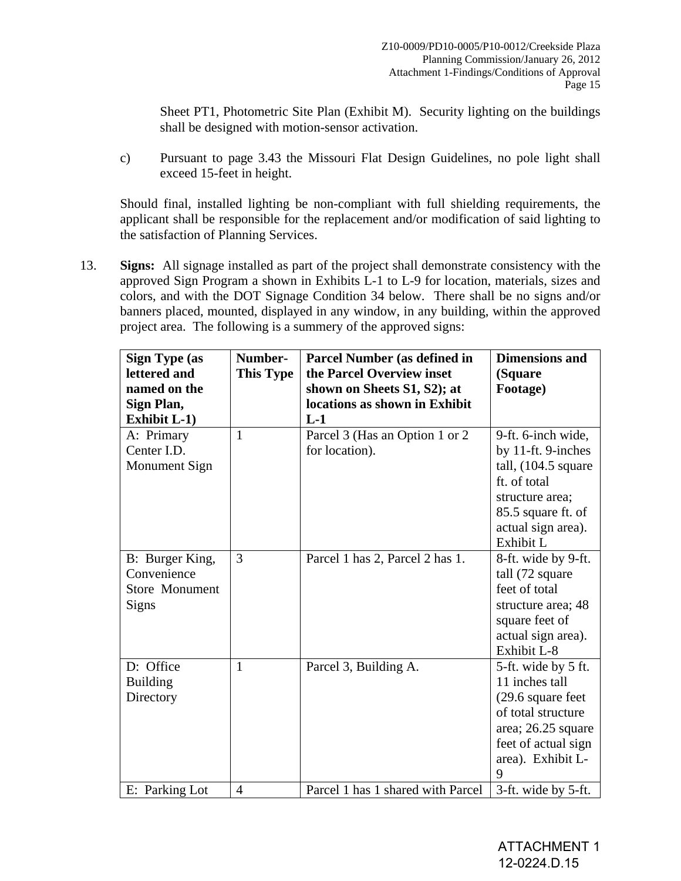Sheet PT1, Photometric Site Plan (Exhibit M). Security lighting on the buildings shall be designed with motion-sensor activation.

c) Pursuant to page 3.43 the Missouri Flat Design Guidelines, no pole light shall exceed 15-feet in height.

Should final, installed lighting be non-compliant with full shielding requirements, the applicant shall be responsible for the replacement and/or modification of said lighting to the satisfaction of Planning Services.

13. **Signs:** All signage installed as part of the project shall demonstrate consistency with the approved Sign Program a shown in Exhibits L-1 to L-9 for location, materials, sizes and colors, and with the DOT Signage Condition 34 below. There shall be no signs and/or banners placed, mounted, displayed in any window, in any building, within the approved project area. The following is a summery of the approved signs:

| Sign Type (as lettered and named on the Sign Plan, Exhibit L-1) | Number-This Type | Parcel Number (as defined in the Parcel Overview inset shown on Sheets S1, S2); at locations as shown in Exhibit L-1 | Dimensions and (Square Footage) |
|---|---|---|---|
| A: Primary Center I.D. Monument Sign | 1 | Parcel 3 (Has an Option 1 or 2 for location). | 9-ft. 6-inch wide, by 11-ft. 9-inches tall, (104.5 square ft. of total structure area; 85.5 square ft. of actual sign area). Exhibit L |
| B: Burger King, Convenience Store Monument Signs | 3 | Parcel 1 has 2, Parcel 2 has 1. | 8-ft. wide by 9-ft. tall (72 square feet of total structure area; 48 square feet of actual sign area). Exhibit L-8 |
| D: Office Building Directory | 1 | Parcel 3, Building A. | 5-ft. wide by 5 ft. 11 inches tall (29.6 square feet of total structure area; 26.25 square feet of actual sign area). Exhibit L-9 |
| E: Parking Lot | 4 | Parcel 1 has 1 shared with Parcel | 3-ft. wide by 5-ft. |

ATTACHMENT 1
12-0224.D.15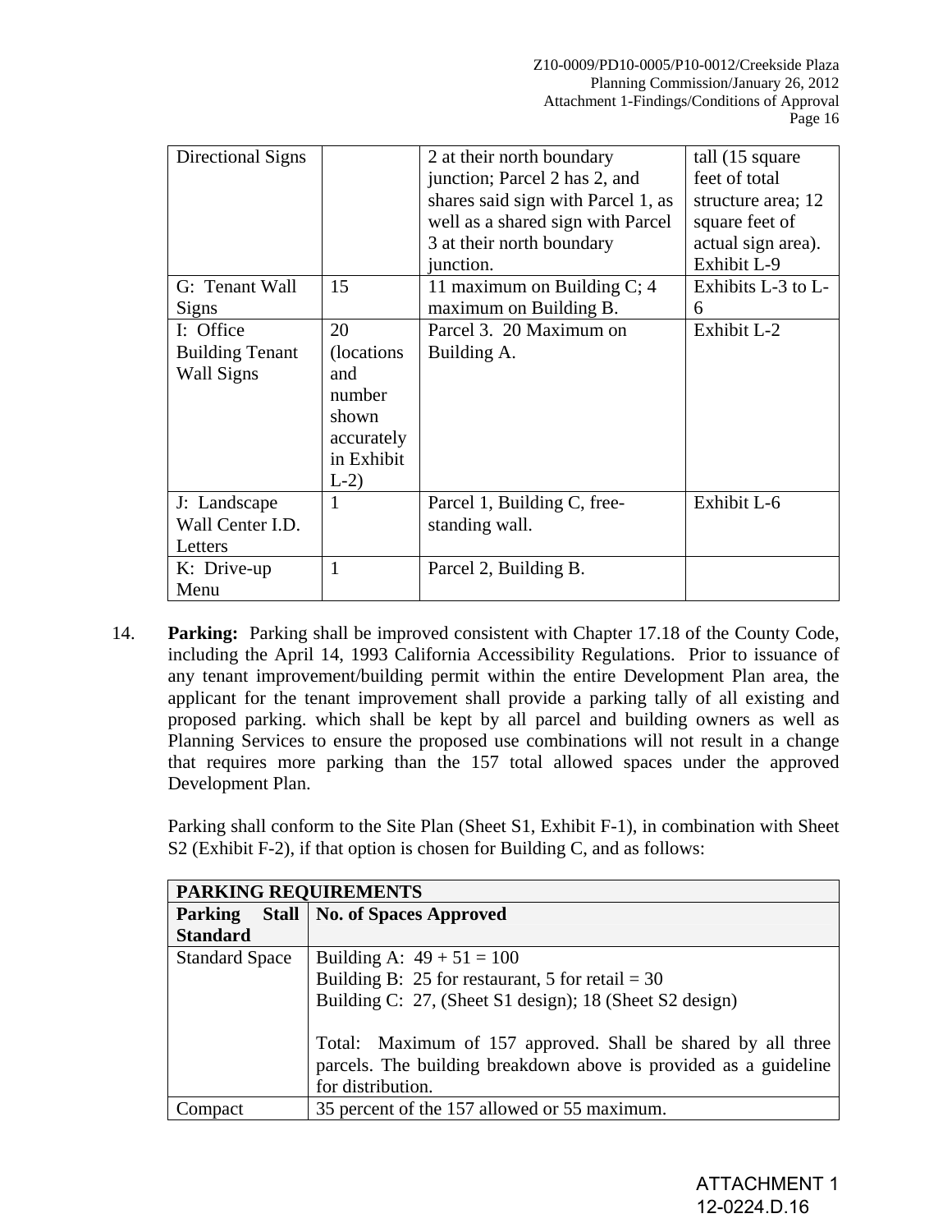| Directional Signs | | 2 at their north boundary junction; Parcel 2 has 2, and shares said sign with Parcel 1, as well as a shared sign with Parcel 3 at their north boundary junction. | tall (15 square feet of total structure area; 12 square feet of actual sign area). Exhibit L-9 |
|---|---|---|---|
| G: Tenant Wall Signs | 15 | 11 maximum on Building C; 4 maximum on Building B. | Exhibits L-3 to L-6 |
| I: Office Building Tenant Wall Signs | 20 (locations and number shown accurately in Exhibit L-2) | Parcel 3. 20 Maximum on Building A. | Exhibit L-2 |
| J: Landscape Wall Center I.D. Letters | 1 | Parcel 1, Building C, free-standing wall. | Exhibit L-6 |
| K: Drive-up Menu | 1 | Parcel 2, Building B. | |

14. **Parking:** Parking shall be improved consistent with Chapter 17.18 of the County Code, including the April 14, 1993 California Accessibility Regulations. Prior to issuance of any tenant improvement/building permit within the entire Development Plan area, the applicant for the tenant improvement shall provide a parking tally of all existing and proposed parking. which shall be kept by all parcel and building owners as well as Planning Services to ensure the proposed use combinations will not result in a change that requires more parking than the 157 total allowed spaces under the approved Development Plan.

    Parking shall conform to the Site Plan (Sheet S1, Exhibit F-1), in combination with Sheet S2 (Exhibit F-2), if that option is chosen for Building C, and as follows:

| **PARKING REQUIREMENTS** | |
|---|---|
| **Parking Stall Standard** | **No. of Spaces Approved** |
| Standard Space | Building A: 49 + 51 = 100<br>Building B: 25 for restaurant, 5 for retail = 30<br>Building C: 27, (Sheet S1 design); 18 (Sheet S2 design)<br><br>Total: Maximum of 157 approved. Shall be shared by all three parcels. The building breakdown above is provided as a guideline for distribution. |
| Compact | 35 percent of the 157 allowed or 55 maximum. |

ATTACHMENT 1
12-0224.D.16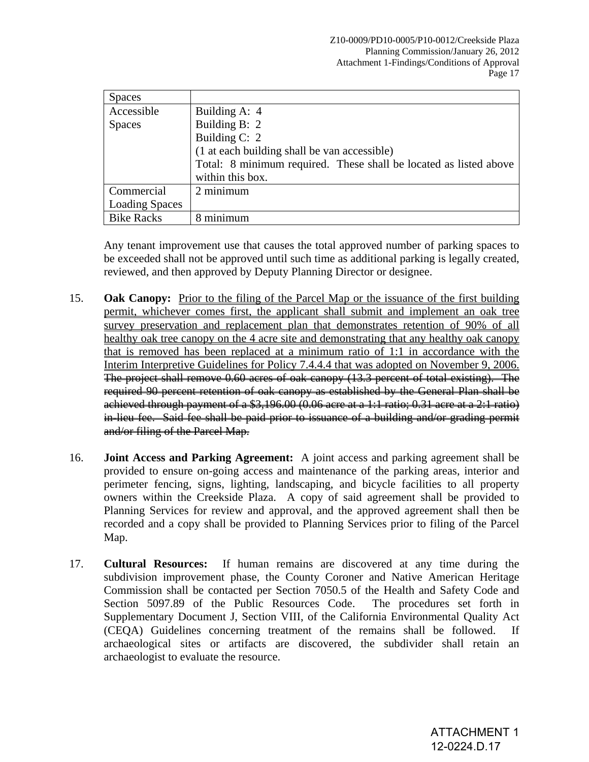| Spaces | |
|---|---|
| Accessible Spaces | Building A: 4<br>Building B: 2<br>Building C: 2<br>(1 at each building shall be van accessible)<br>Total: 8 minimum required. These shall be located as listed above within this box. |
| Commercial Loading Spaces | 2 minimum |
| Bike Racks | 8 minimum |

Any tenant improvement use that causes the total approved number of parking spaces to be exceeded shall not be approved until such time as additional parking is legally created, reviewed, and then approved by Deputy Planning Director or designee.

15. **Oak Canopy:** <u>Prior to the filing of the Parcel Map or the issuance of the first building permit, whichever comes first, the applicant shall submit and implement an oak tree survey preservation and replacement plan that demonstrates retention of 90% of all healthy oak tree canopy on the 4 acre site and demonstrating that any healthy oak canopy that is removed has been replaced at a minimum ratio of 1:1 in accordance with the Interim Interpretive Guidelines for Policy 7.4.4.4 that was adopted on November 9, 2006.</u> ~~The project shall remove 0.60 acres of oak canopy (13.3 percent of total existing). The required 90 percent retention of oak canopy as established by the General Plan shall be achieved through payment of a $3,196.00 (0.06 acre at a 1:1 ratio; 0.31 acre at a 2:1 ratio) in-lieu fee. Said fee shall be paid prior to issuance of a building and/or grading permit and/or filing of the Parcel Map.~~

16. **Joint Access and Parking Agreement:** A joint access and parking agreement shall be provided to ensure on-going access and maintenance of the parking areas, interior and perimeter fencing, signs, lighting, landscaping, and bicycle facilities to all property owners within the Creekside Plaza. A copy of said agreement shall be provided to Planning Services for review and approval, and the approved agreement shall then be recorded and a copy shall be provided to Planning Services prior to filing of the Parcel Map.

17. **Cultural Resources:** If human remains are discovered at any time during the subdivision improvement phase, the County Coroner and Native American Heritage Commission shall be contacted per Section 7050.5 of the Health and Safety Code and Section 5097.89 of the Public Resources Code. The procedures set forth in Supplementary Document J, Section VIII, of the California Environmental Quality Act (CEQA) Guidelines concerning treatment of the remains shall be followed. If archaeological sites or artifacts are discovered, the subdivider shall retain an archaeologist to evaluate the resource.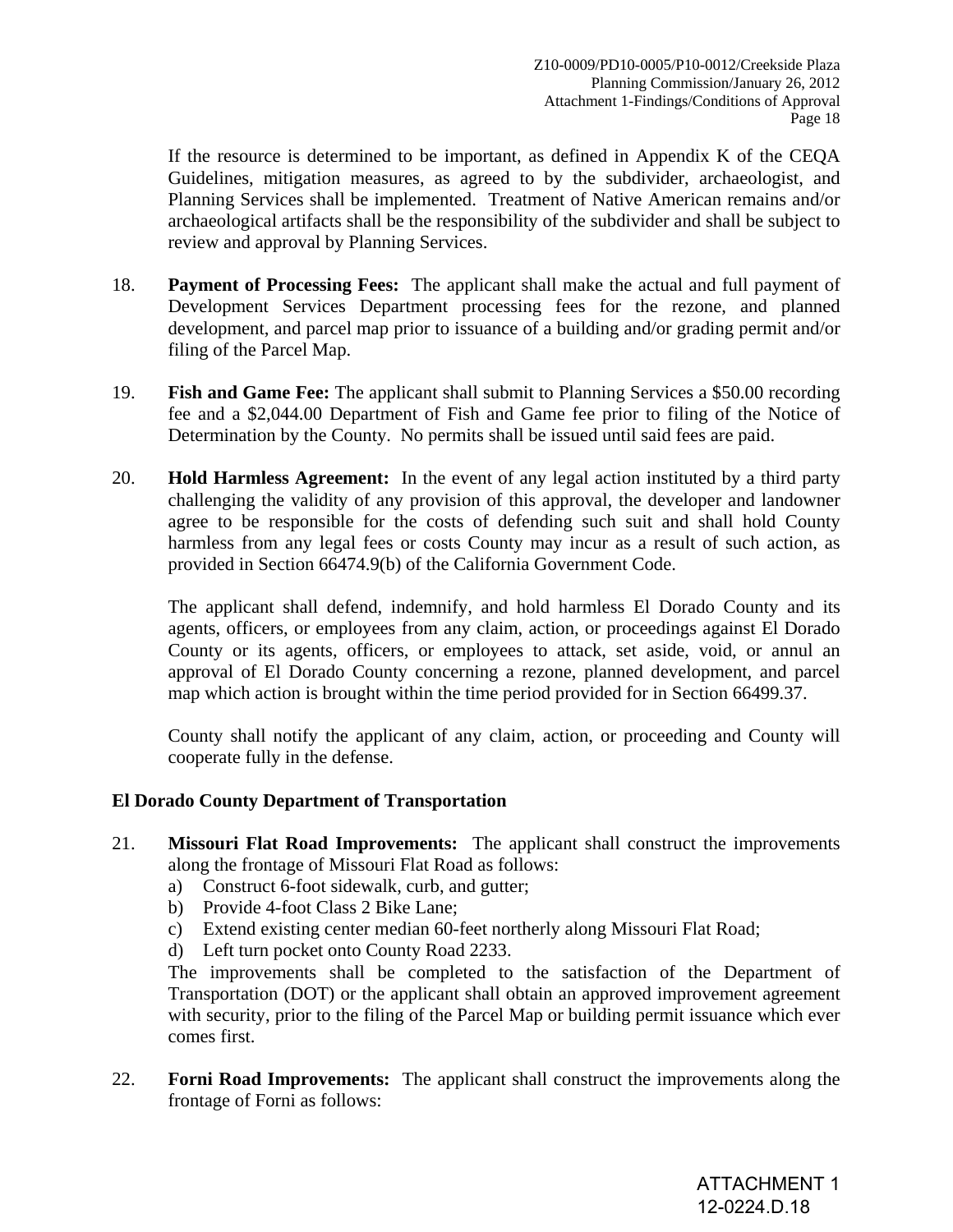If the resource is determined to be important, as defined in Appendix K of the CEQA Guidelines, mitigation measures, as agreed to by the subdivider, archaeologist, and Planning Services shall be implemented. Treatment of Native American remains and/or archaeological artifacts shall be the responsibility of the subdivider and shall be subject to review and approval by Planning Services.

18. **Payment of Processing Fees:** The applicant shall make the actual and full payment of Development Services Department processing fees for the rezone, and planned development, and parcel map prior to issuance of a building and/or grading permit and/or filing of the Parcel Map.

19. **Fish and Game Fee:** The applicant shall submit to Planning Services a $50.00 recording fee and a $2,044.00 Department of Fish and Game fee prior to filing of the Notice of Determination by the County. No permits shall be issued until said fees are paid.

20. **Hold Harmless Agreement:** In the event of any legal action instituted by a third party challenging the validity of any provision of this approval, the developer and landowner agree to be responsible for the costs of defending such suit and shall hold County harmless from any legal fees or costs County may incur as a result of such action, as provided in Section 66474.9(b) of the California Government Code.

    The applicant shall defend, indemnify, and hold harmless El Dorado County and its agents, officers, or employees from any claim, action, or proceedings against El Dorado County or its agents, officers, or employees to attack, set aside, void, or annul an approval of El Dorado County concerning a rezone, planned development, and parcel map which action is brought within the time period provided for in Section 66499.37.

    County shall notify the applicant of any claim, action, or proceeding and County will cooperate fully in the defense.

**El Dorado County Department of Transportation**

21. **Missouri Flat Road Improvements:** The applicant shall construct the improvements along the frontage of Missouri Flat Road as follows:
    a) Construct 6-foot sidewalk, curb, and gutter;
    b) Provide 4-foot Class 2 Bike Lane;
    c) Extend existing center median 60-feet northerly along Missouri Flat Road;
    d) Left turn pocket onto County Road 2233.

    The improvements shall be completed to the satisfaction of the Department of Transportation (DOT) or the applicant shall obtain an approved improvement agreement with security, prior to the filing of the Parcel Map or building permit issuance which ever comes first.

22. **Forni Road Improvements:** The applicant shall construct the improvements along the frontage of Forni as follows:

ATTACHMENT 1
12-0224.D.18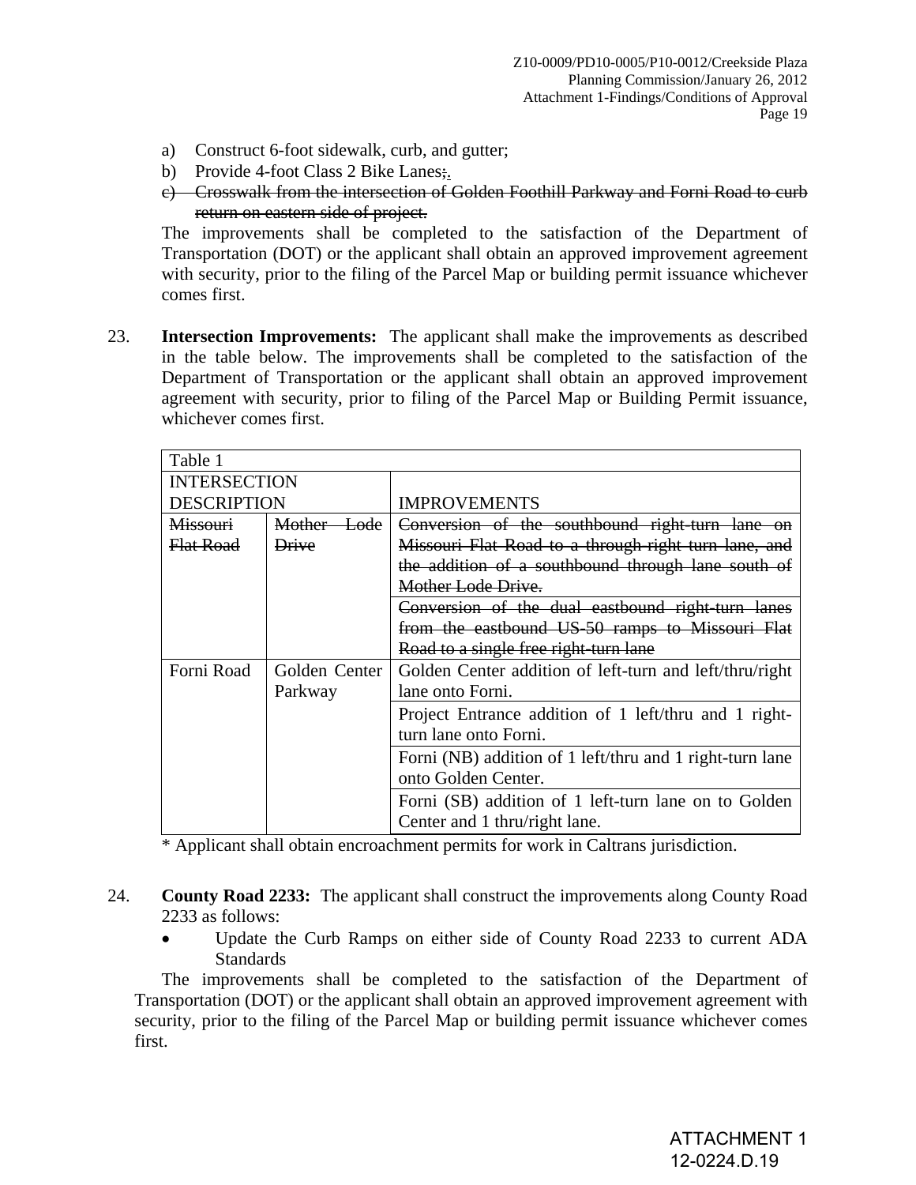a) Construct 6-foot sidewalk, curb, and gutter;
b) Provide 4-foot Class 2 Bike Lanes~~;~~.
c) ~~Crosswalk from the intersection of Golden Foothill Parkway and Forni Road to curb return on eastern side of project.~~

The improvements shall be completed to the satisfaction of the Department of Transportation (DOT) or the applicant shall obtain an approved improvement agreement with security, prior to the filing of the Parcel Map or building permit issuance whichever comes first.

23. **Intersection Improvements:** The applicant shall make the improvements as described in the table below. The improvements shall be completed to the satisfaction of the Department of Transportation or the applicant shall obtain an approved improvement agreement with security, prior to filing of the Parcel Map or Building Permit issuance, whichever comes first.

| Table 1 | | |
|---|---|---|
| INTERSECTION DESCRIPTION | | IMPROVEMENTS |
| ~~Missouri Flat Road~~ | ~~Mother Lode Drive~~ | ~~Conversion of the southbound right-turn lane on Missouri Flat Road to a through-right turn lane, and the addition of a southbound through lane south of Mother Lode Drive.~~ |
| | | ~~Conversion of the dual eastbound right-turn lanes from the eastbound US-50 ramps to Missouri Flat Road to a single free right-turn lane~~ |
| Forni Road | Golden Center Parkway | Golden Center addition of left-turn and left/thru/right lane onto Forni. |
| | | Project Entrance addition of 1 left/thru and 1 right-turn lane onto Forni. |
| | | Forni (NB) addition of 1 left/thru and 1 right-turn lane onto Golden Center. |
| | | Forni (SB) addition of 1 left-turn lane on to Golden Center and 1 thru/right lane. |

\* Applicant shall obtain encroachment permits for work in Caltrans jurisdiction.

24. **County Road 2233:** The applicant shall construct the improvements along County Road 2233 as follows:
    - Update the Curb Ramps on either side of County Road 2233 to current ADA Standards

The improvements shall be completed to the satisfaction of the Department of Transportation (DOT) or the applicant shall obtain an approved improvement agreement with security, prior to the filing of the Parcel Map or building permit issuance whichever comes first.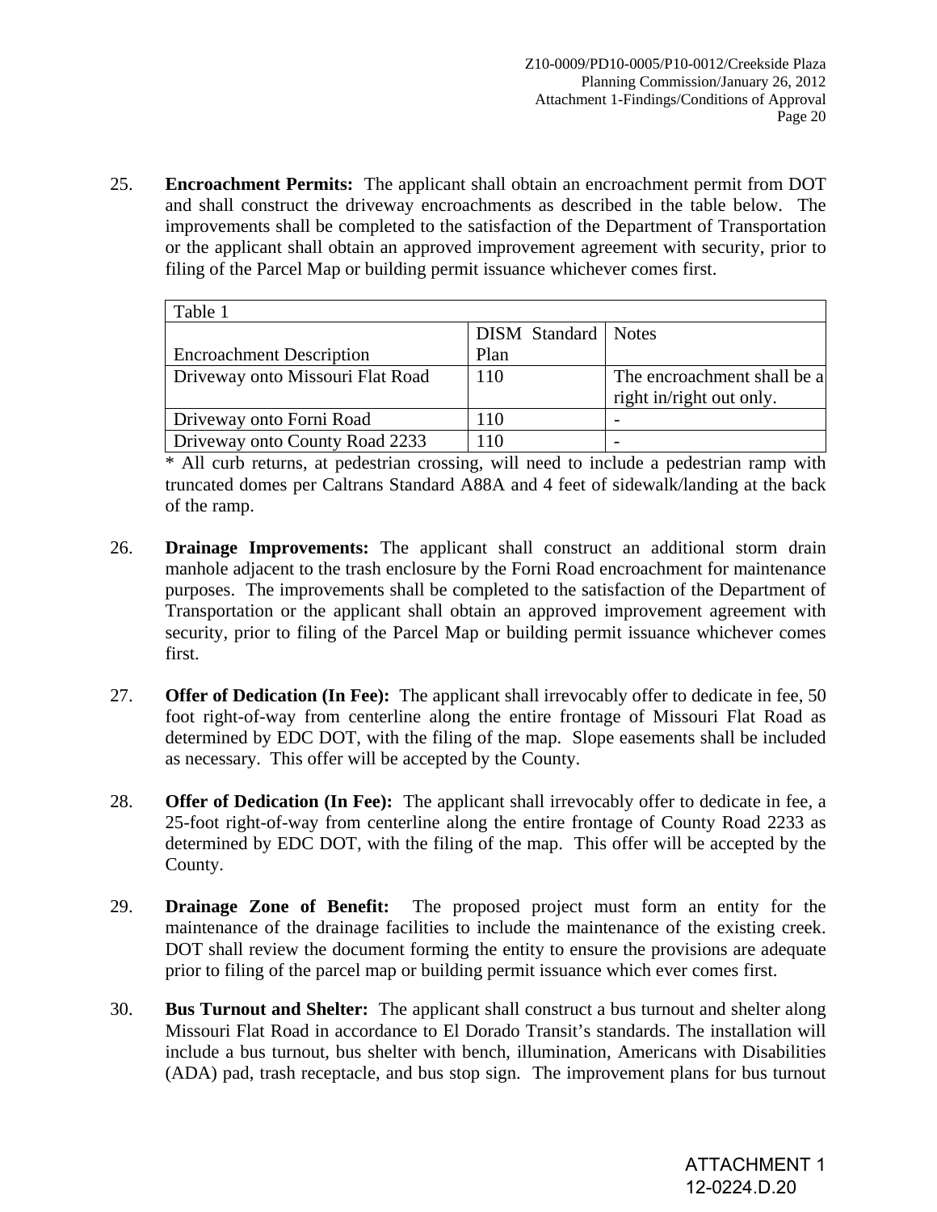25. **Encroachment Permits:** The applicant shall obtain an encroachment permit from DOT and shall construct the driveway encroachments as described in the table below. The improvements shall be completed to the satisfaction of the Department of Transportation or the applicant shall obtain an approved improvement agreement with security, prior to filing of the Parcel Map or building permit issuance whichever comes first.

| Table 1 | | |
|---|---|---|
| Encroachment Description | DISM Standard Plan | Notes |
| Driveway onto Missouri Flat Road | 110 | The encroachment shall be a right in/right out only. |
| Driveway onto Forni Road | 110 | - |
| Driveway onto County Road 2233 | 110 | - |

\* All curb returns, at pedestrian crossing, will need to include a pedestrian ramp with truncated domes per Caltrans Standard A88A and 4 feet of sidewalk/landing at the back of the ramp.

26. **Drainage Improvements:** The applicant shall construct an additional storm drain manhole adjacent to the trash enclosure by the Forni Road encroachment for maintenance purposes. The improvements shall be completed to the satisfaction of the Department of Transportation or the applicant shall obtain an approved improvement agreement with security, prior to filing of the Parcel Map or building permit issuance whichever comes first.

27. **Offer of Dedication (In Fee):** The applicant shall irrevocably offer to dedicate in fee, 50 foot right-of-way from centerline along the entire frontage of Missouri Flat Road as determined by EDC DOT, with the filing of the map. Slope easements shall be included as necessary. This offer will be accepted by the County.

28. **Offer of Dedication (In Fee):** The applicant shall irrevocably offer to dedicate in fee, a 25-foot right-of-way from centerline along the entire frontage of County Road 2233 as determined by EDC DOT, with the filing of the map. This offer will be accepted by the County.

29. **Drainage Zone of Benefit:** The proposed project must form an entity for the maintenance of the drainage facilities to include the maintenance of the existing creek. DOT shall review the document forming the entity to ensure the provisions are adequate prior to filing of the parcel map or building permit issuance which ever comes first.

30. **Bus Turnout and Shelter:** The applicant shall construct a bus turnout and shelter along Missouri Flat Road in accordance to El Dorado Transit's standards. The installation will include a bus turnout, bus shelter with bench, illumination, Americans with Disabilities (ADA) pad, trash receptacle, and bus stop sign. The improvement plans for bus turnout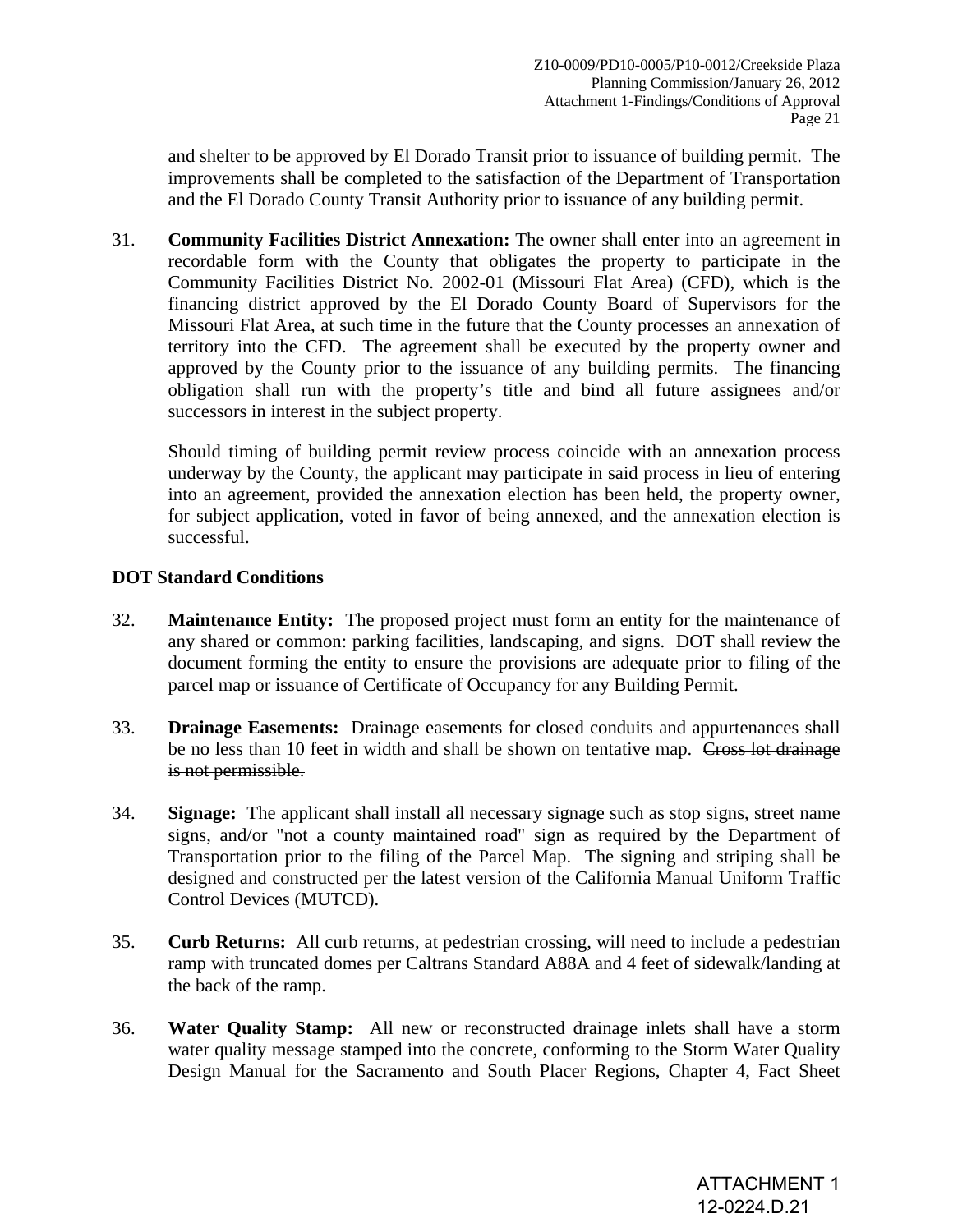and shelter to be approved by El Dorado Transit prior to issuance of building permit. The improvements shall be completed to the satisfaction of the Department of Transportation and the El Dorado County Transit Authority prior to issuance of any building permit.

31. **Community Facilities District Annexation:** The owner shall enter into an agreement in recordable form with the County that obligates the property to participate in the Community Facilities District No. 2002-01 (Missouri Flat Area) (CFD), which is the financing district approved by the El Dorado County Board of Supervisors for the Missouri Flat Area, at such time in the future that the County processes an annexation of territory into the CFD. The agreement shall be executed by the property owner and approved by the County prior to the issuance of any building permits. The financing obligation shall run with the property's title and bind all future assignees and/or successors in interest in the subject property.

    Should timing of building permit review process coincide with an annexation process underway by the County, the applicant may participate in said process in lieu of entering into an agreement, provided the annexation election has been held, the property owner, for subject application, voted in favor of being annexed, and the annexation election is successful.

**DOT Standard Conditions**

32. **Maintenance Entity:** The proposed project must form an entity for the maintenance of any shared or common: parking facilities, landscaping, and signs. DOT shall review the document forming the entity to ensure the provisions are adequate prior to filing of the parcel map or issuance of Certificate of Occupancy for any Building Permit.

33. **Drainage Easements:** Drainage easements for closed conduits and appurtenances shall be no less than 10 feet in width and shall be shown on tentative map. ~~Cross lot drainage is not permissible.~~

34. **Signage:** The applicant shall install all necessary signage such as stop signs, street name signs, and/or "not a county maintained road" sign as required by the Department of Transportation prior to the filing of the Parcel Map. The signing and striping shall be designed and constructed per the latest version of the California Manual Uniform Traffic Control Devices (MUTCD).

35. **Curb Returns:** All curb returns, at pedestrian crossing, will need to include a pedestrian ramp with truncated domes per Caltrans Standard A88A and 4 feet of sidewalk/landing at the back of the ramp.

36. **Water Quality Stamp:** All new or reconstructed drainage inlets shall have a storm water quality message stamped into the concrete, conforming to the Storm Water Quality Design Manual for the Sacramento and South Placer Regions, Chapter 4, Fact Sheet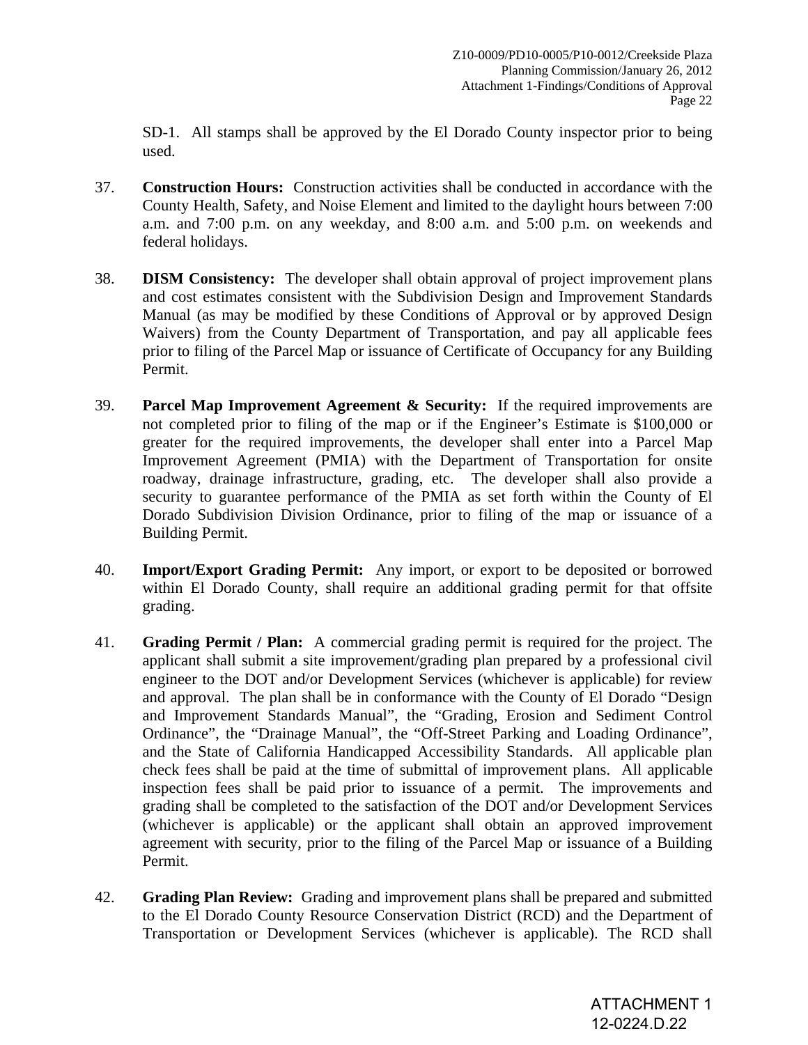SD-1. All stamps shall be approved by the El Dorado County inspector prior to being used.

37. **Construction Hours:** Construction activities shall be conducted in accordance with the County Health, Safety, and Noise Element and limited to the daylight hours between 7:00 a.m. and 7:00 p.m. on any weekday, and 8:00 a.m. and 5:00 p.m. on weekends and federal holidays.

38. **DISM Consistency:** The developer shall obtain approval of project improvement plans and cost estimates consistent with the Subdivision Design and Improvement Standards Manual (as may be modified by these Conditions of Approval or by approved Design Waivers) from the County Department of Transportation, and pay all applicable fees prior to filing of the Parcel Map or issuance of Certificate of Occupancy for any Building Permit.

39. **Parcel Map Improvement Agreement & Security:** If the required improvements are not completed prior to filing of the map or if the Engineer's Estimate is $100,000 or greater for the required improvements, the developer shall enter into a Parcel Map Improvement Agreement (PMIA) with the Department of Transportation for onsite roadway, drainage infrastructure, grading, etc. The developer shall also provide a security to guarantee performance of the PMIA as set forth within the County of El Dorado Subdivision Division Ordinance, prior to filing of the map or issuance of a Building Permit.

40. **Import/Export Grading Permit:** Any import, or export to be deposited or borrowed within El Dorado County, shall require an additional grading permit for that offsite grading.

41. **Grading Permit / Plan:** A commercial grading permit is required for the project. The applicant shall submit a site improvement/grading plan prepared by a professional civil engineer to the DOT and/or Development Services (whichever is applicable) for review and approval. The plan shall be in conformance with the County of El Dorado "Design and Improvement Standards Manual", the "Grading, Erosion and Sediment Control Ordinance", the "Drainage Manual", the "Off-Street Parking and Loading Ordinance", and the State of California Handicapped Accessibility Standards. All applicable plan check fees shall be paid at the time of submittal of improvement plans. All applicable inspection fees shall be paid prior to issuance of a permit. The improvements and grading shall be completed to the satisfaction of the DOT and/or Development Services (whichever is applicable) or the applicant shall obtain an approved improvement agreement with security, prior to the filing of the Parcel Map or issuance of a Building Permit.

42. **Grading Plan Review:** Grading and improvement plans shall be prepared and submitted to the El Dorado County Resource Conservation District (RCD) and the Department of Transportation or Development Services (whichever is applicable). The RCD shall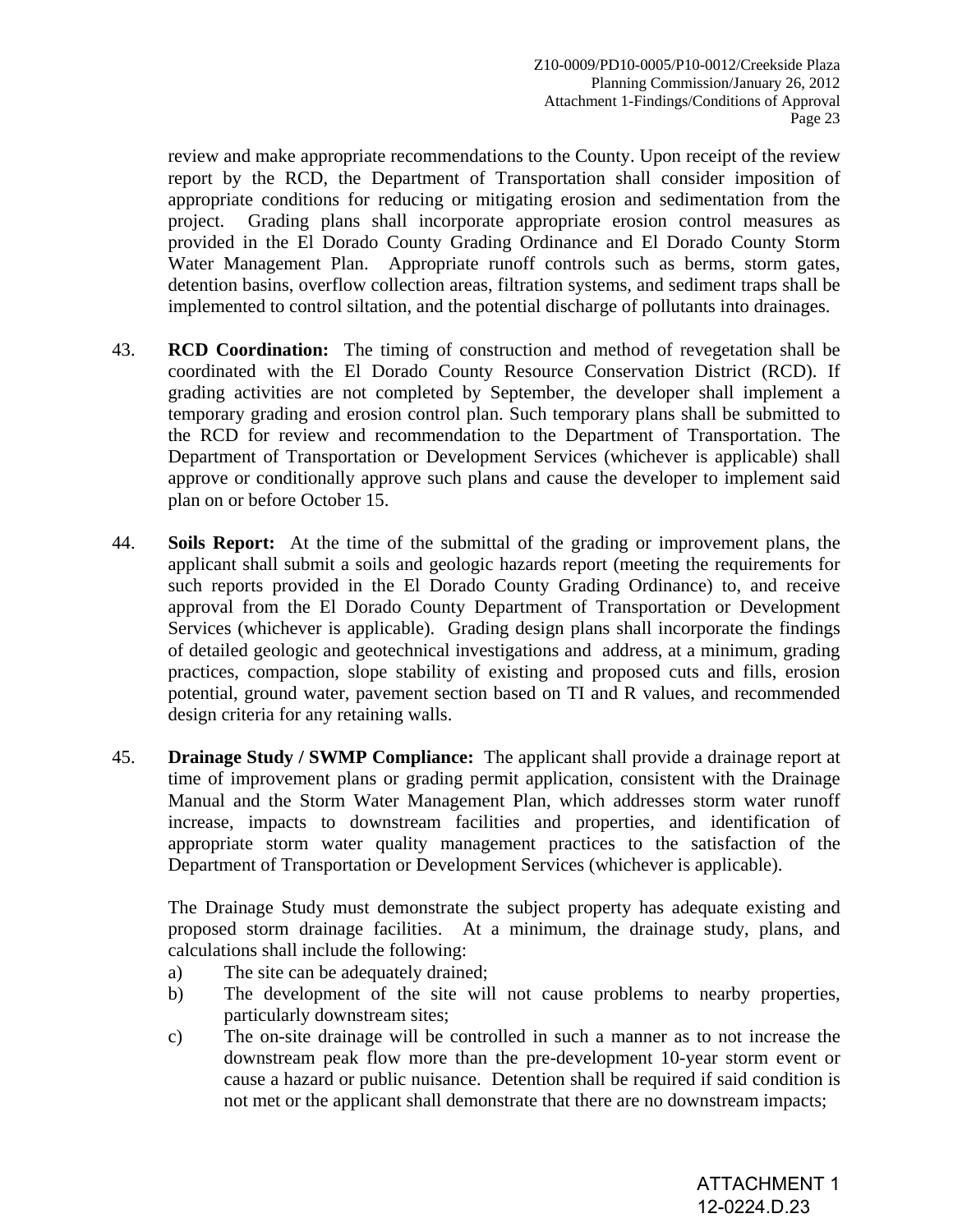review and make appropriate recommendations to the County. Upon receipt of the review report by the RCD, the Department of Transportation shall consider imposition of appropriate conditions for reducing or mitigating erosion and sedimentation from the project. Grading plans shall incorporate appropriate erosion control measures as provided in the El Dorado County Grading Ordinance and El Dorado County Storm Water Management Plan. Appropriate runoff controls such as berms, storm gates, detention basins, overflow collection areas, filtration systems, and sediment traps shall be implemented to control siltation, and the potential discharge of pollutants into drainages.

43. **RCD Coordination:** The timing of construction and method of revegetation shall be coordinated with the El Dorado County Resource Conservation District (RCD). If grading activities are not completed by September, the developer shall implement a temporary grading and erosion control plan. Such temporary plans shall be submitted to the RCD for review and recommendation to the Department of Transportation. The Department of Transportation or Development Services (whichever is applicable) shall approve or conditionally approve such plans and cause the developer to implement said plan on or before October 15.

44. **Soils Report:** At the time of the submittal of the grading or improvement plans, the applicant shall submit a soils and geologic hazards report (meeting the requirements for such reports provided in the El Dorado County Grading Ordinance) to, and receive approval from the El Dorado County Department of Transportation or Development Services (whichever is applicable). Grading design plans shall incorporate the findings of detailed geologic and geotechnical investigations and address, at a minimum, grading practices, compaction, slope stability of existing and proposed cuts and fills, erosion potential, ground water, pavement section based on TI and R values, and recommended design criteria for any retaining walls.

45. **Drainage Study / SWMP Compliance:** The applicant shall provide a drainage report at time of improvement plans or grading permit application, consistent with the Drainage Manual and the Storm Water Management Plan, which addresses storm water runoff increase, impacts to downstream facilities and properties, and identification of appropriate storm water quality management practices to the satisfaction of the Department of Transportation or Development Services (whichever is applicable).

    The Drainage Study must demonstrate the subject property has adequate existing and proposed storm drainage facilities. At a minimum, the drainage study, plans, and calculations shall include the following:

    a) The site can be adequately drained;
    b) The development of the site will not cause problems to nearby properties, particularly downstream sites;
    c) The on-site drainage will be controlled in such a manner as to not increase the downstream peak flow more than the pre-development 10-year storm event or cause a hazard or public nuisance. Detention shall be required if said condition is not met or the applicant shall demonstrate that there are no downstream impacts;

ATTACHMENT 1
12-0224.D.23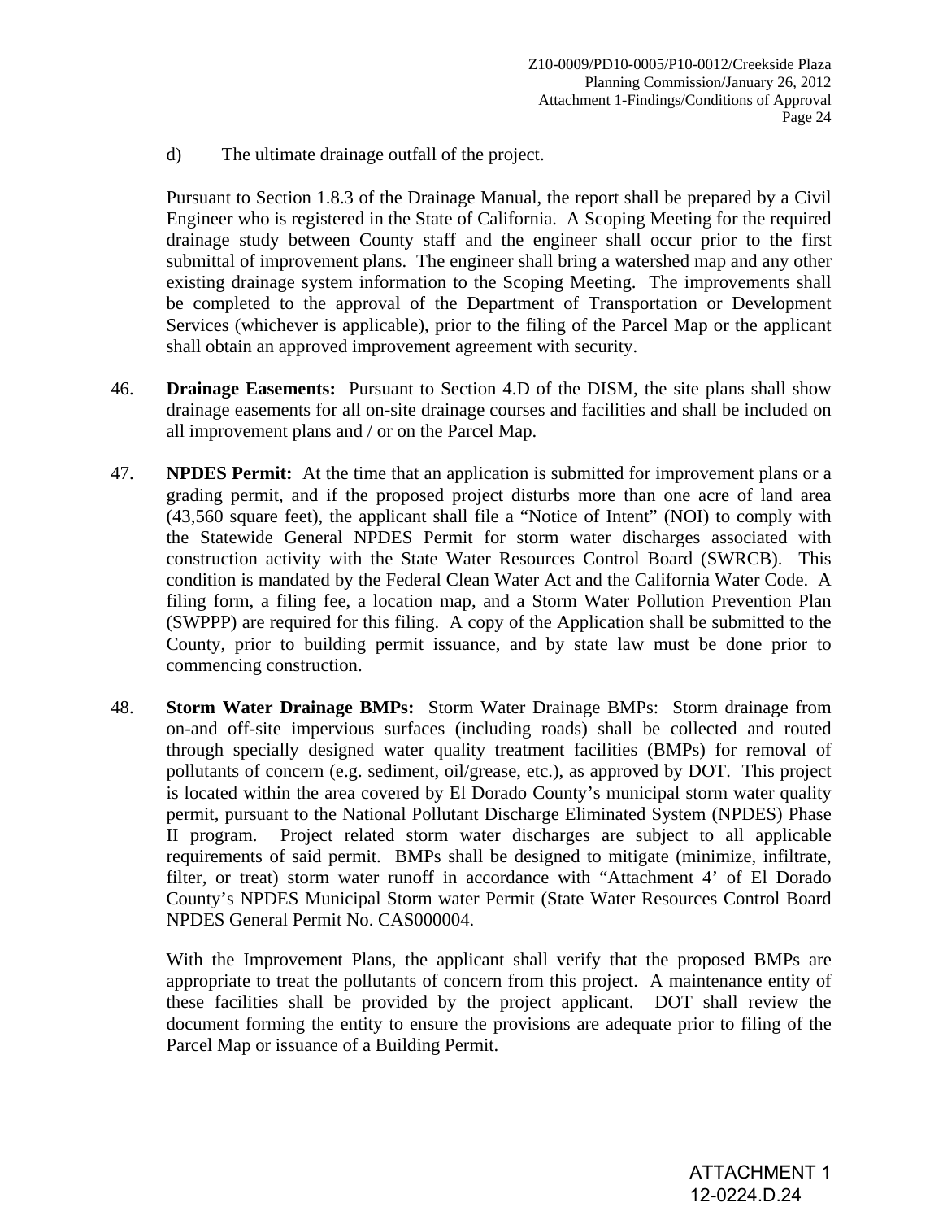d) The ultimate drainage outfall of the project.

Pursuant to Section 1.8.3 of the Drainage Manual, the report shall be prepared by a Civil Engineer who is registered in the State of California. A Scoping Meeting for the required drainage study between County staff and the engineer shall occur prior to the first submittal of improvement plans. The engineer shall bring a watershed map and any other existing drainage system information to the Scoping Meeting. The improvements shall be completed to the approval of the Department of Transportation or Development Services (whichever is applicable), prior to the filing of the Parcel Map or the applicant shall obtain an approved improvement agreement with security.

46. **Drainage Easements:** Pursuant to Section 4.D of the DISM, the site plans shall show drainage easements for all on-site drainage courses and facilities and shall be included on all improvement plans and / or on the Parcel Map.

47. **NPDES Permit:** At the time that an application is submitted for improvement plans or a grading permit, and if the proposed project disturbs more than one acre of land area (43,560 square feet), the applicant shall file a "Notice of Intent" (NOI) to comply with the Statewide General NPDES Permit for storm water discharges associated with construction activity with the State Water Resources Control Board (SWRCB). This condition is mandated by the Federal Clean Water Act and the California Water Code. A filing form, a filing fee, a location map, and a Storm Water Pollution Prevention Plan (SWPPP) are required for this filing. A copy of the Application shall be submitted to the County, prior to building permit issuance, and by state law must be done prior to commencing construction.

48. **Storm Water Drainage BMPs:** Storm Water Drainage BMPs: Storm drainage from on-and off-site impervious surfaces (including roads) shall be collected and routed through specially designed water quality treatment facilities (BMPs) for removal of pollutants of concern (e.g. sediment, oil/grease, etc.), as approved by DOT. This project is located within the area covered by El Dorado County's municipal storm water quality permit, pursuant to the National Pollutant Discharge Eliminated System (NPDES) Phase II program. Project related storm water discharges are subject to all applicable requirements of said permit. BMPs shall be designed to mitigate (minimize, infiltrate, filter, or treat) storm water runoff in accordance with "Attachment 4' of El Dorado County's NPDES Municipal Storm water Permit (State Water Resources Control Board NPDES General Permit No. CAS000004.

With the Improvement Plans, the applicant shall verify that the proposed BMPs are appropriate to treat the pollutants of concern from this project. A maintenance entity of these facilities shall be provided by the project applicant. DOT shall review the document forming the entity to ensure the provisions are adequate prior to filing of the Parcel Map or issuance of a Building Permit.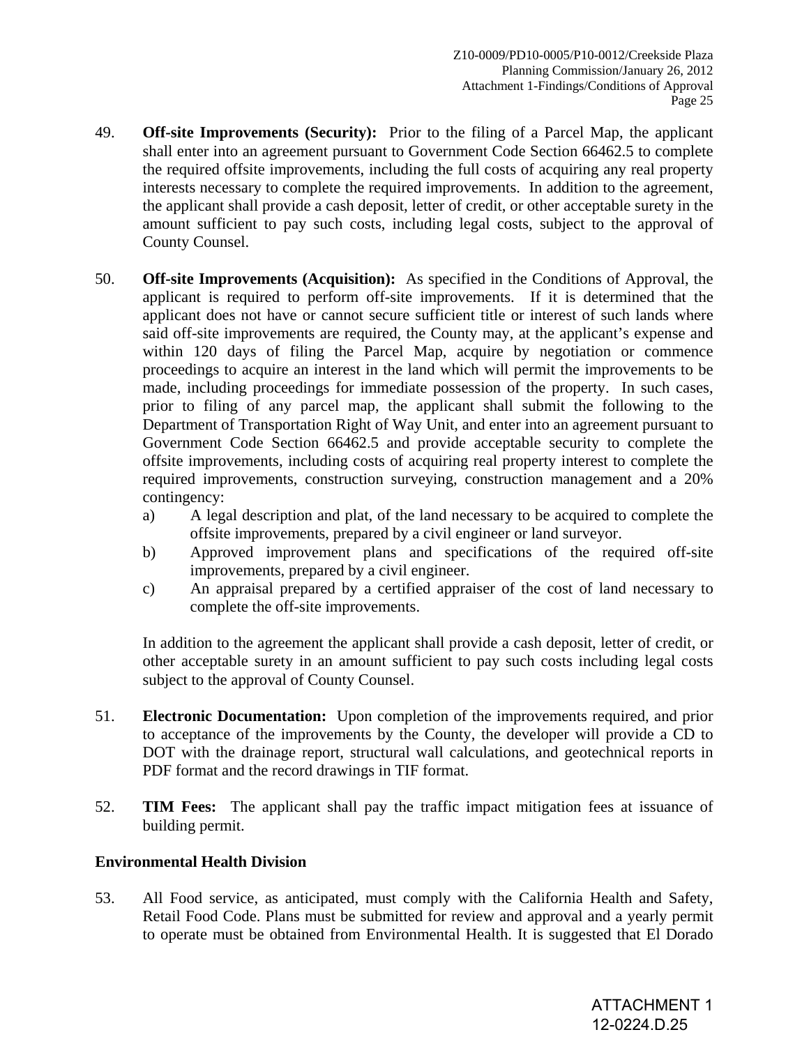49. **Off-site Improvements (Security):** Prior to the filing of a Parcel Map, the applicant shall enter into an agreement pursuant to Government Code Section 66462.5 to complete the required offsite improvements, including the full costs of acquiring any real property interests necessary to complete the required improvements. In addition to the agreement, the applicant shall provide a cash deposit, letter of credit, or other acceptable surety in the amount sufficient to pay such costs, including legal costs, subject to the approval of County Counsel.

50. **Off-site Improvements (Acquisition):** As specified in the Conditions of Approval, the applicant is required to perform off-site improvements. If it is determined that the applicant does not have or cannot secure sufficient title or interest of such lands where said off-site improvements are required, the County may, at the applicant's expense and within 120 days of filing the Parcel Map, acquire by negotiation or commence proceedings to acquire an interest in the land which will permit the improvements to be made, including proceedings for immediate possession of the property. In such cases, prior to filing of any parcel map, the applicant shall submit the following to the Department of Transportation Right of Way Unit, and enter into an agreement pursuant to Government Code Section 66462.5 and provide acceptable security to complete the offsite improvements, including costs of acquiring real property interest to complete the required improvements, construction surveying, construction management and a 20% contingency:
    a) A legal description and plat, of the land necessary to be acquired to complete the offsite improvements, prepared by a civil engineer or land surveyor.
    b) Approved improvement plans and specifications of the required off-site improvements, prepared by a civil engineer.
    c) An appraisal prepared by a certified appraiser of the cost of land necessary to complete the off-site improvements.

    In addition to the agreement the applicant shall provide a cash deposit, letter of credit, or other acceptable surety in an amount sufficient to pay such costs including legal costs subject to the approval of County Counsel.

51. **Electronic Documentation:** Upon completion of the improvements required, and prior to acceptance of the improvements by the County, the developer will provide a CD to DOT with the drainage report, structural wall calculations, and geotechnical reports in PDF format and the record drawings in TIF format.

52. **TIM Fees:** The applicant shall pay the traffic impact mitigation fees at issuance of building permit.

**Environmental Health Division**

53. All Food service, as anticipated, must comply with the California Health and Safety, Retail Food Code. Plans must be submitted for review and approval and a yearly permit to operate must be obtained from Environmental Health. It is suggested that El Dorado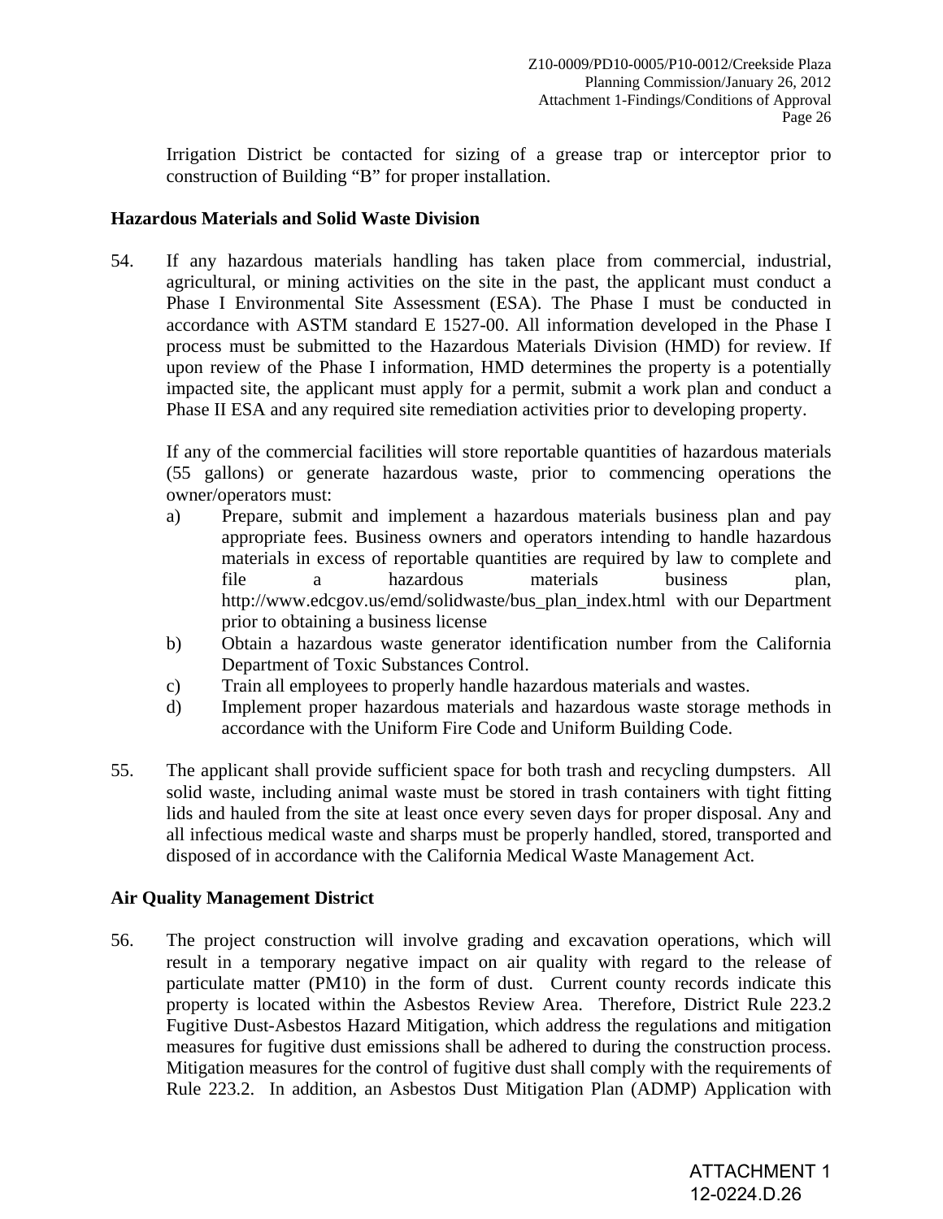Irrigation District be contacted for sizing of a grease trap or interceptor prior to construction of Building "B" for proper installation.

**Hazardous Materials and Solid Waste Division**

54. If any hazardous materials handling has taken place from commercial, industrial, agricultural, or mining activities on the site in the past, the applicant must conduct a Phase I Environmental Site Assessment (ESA). The Phase I must be conducted in accordance with ASTM standard E 1527-00. All information developed in the Phase I process must be submitted to the Hazardous Materials Division (HMD) for review. If upon review of the Phase I information, HMD determines the property is a potentially impacted site, the applicant must apply for a permit, submit a work plan and conduct a Phase II ESA and any required site remediation activities prior to developing property.

    If any of the commercial facilities will store reportable quantities of hazardous materials (55 gallons) or generate hazardous waste, prior to commencing operations the owner/operators must:

    a) Prepare, submit and implement a hazardous materials business plan and pay appropriate fees. Business owners and operators intending to handle hazardous materials in excess of reportable quantities are required by law to complete and file a hazardous materials business plan, http://www.edcgov.us/emd/solidwaste/bus_plan_index.html with our Department prior to obtaining a business license
    b) Obtain a hazardous waste generator identification number from the California Department of Toxic Substances Control.
    c) Train all employees to properly handle hazardous materials and wastes.
    d) Implement proper hazardous materials and hazardous waste storage methods in accordance with the Uniform Fire Code and Uniform Building Code.

55. The applicant shall provide sufficient space for both trash and recycling dumpsters. All solid waste, including animal waste must be stored in trash containers with tight fitting lids and hauled from the site at least once every seven days for proper disposal. Any and all infectious medical waste and sharps must be properly handled, stored, transported and disposed of in accordance with the California Medical Waste Management Act.

**Air Quality Management District**

56. The project construction will involve grading and excavation operations, which will result in a temporary negative impact on air quality with regard to the release of particulate matter (PM10) in the form of dust. Current county records indicate this property is located within the Asbestos Review Area. Therefore, District Rule 223.2 Fugitive Dust-Asbestos Hazard Mitigation, which address the regulations and mitigation measures for fugitive dust emissions shall be adhered to during the construction process. Mitigation measures for the control of fugitive dust shall comply with the requirements of Rule 223.2. In addition, an Asbestos Dust Mitigation Plan (ADMP) Application with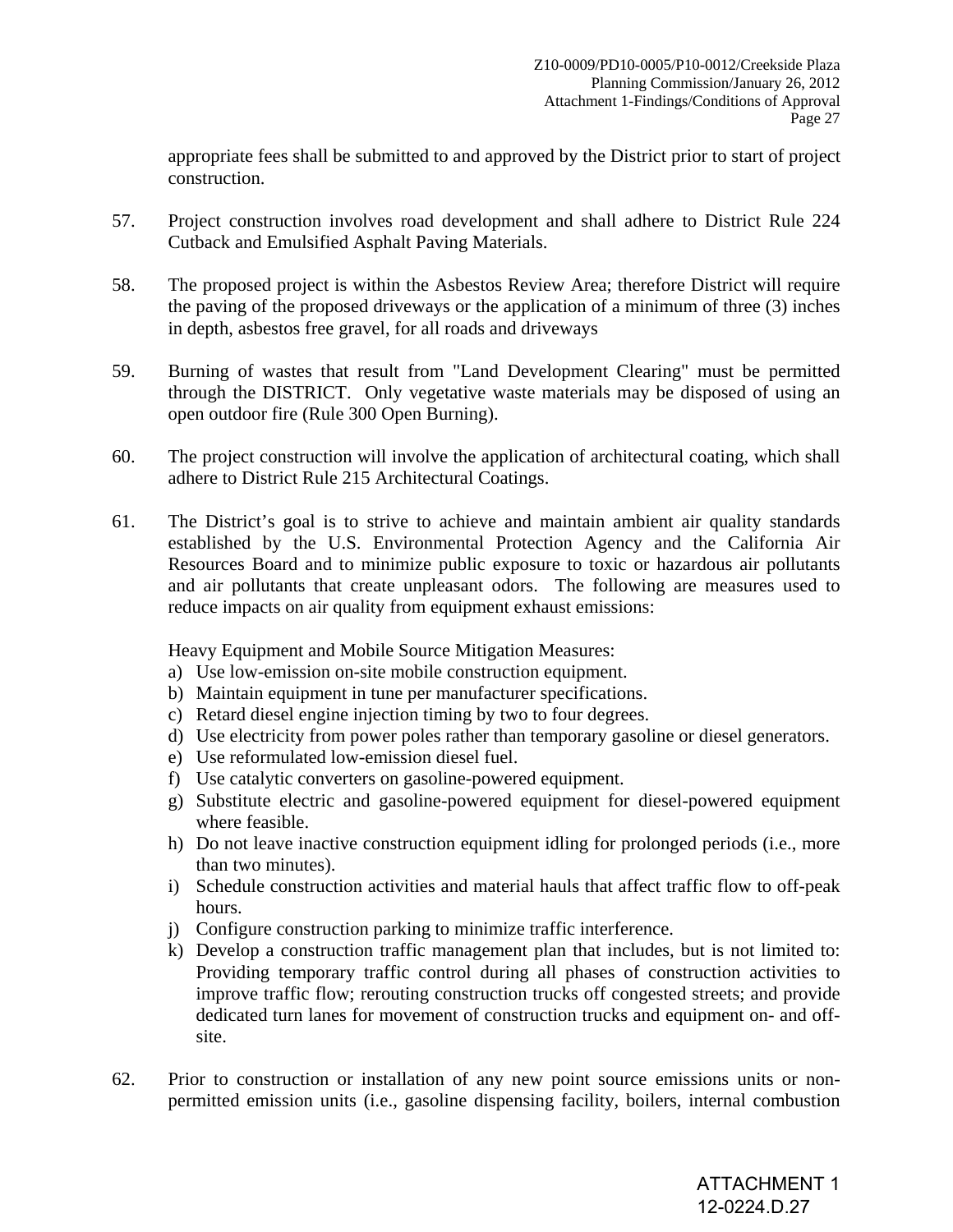appropriate fees shall be submitted to and approved by the District prior to start of project construction.

57. Project construction involves road development and shall adhere to District Rule 224 Cutback and Emulsified Asphalt Paving Materials.

58. The proposed project is within the Asbestos Review Area; therefore District will require the paving of the proposed driveways or the application of a minimum of three (3) inches in depth, asbestos free gravel, for all roads and driveways

59. Burning of wastes that result from "Land Development Clearing" must be permitted through the DISTRICT. Only vegetative waste materials may be disposed of using an open outdoor fire (Rule 300 Open Burning).

60. The project construction will involve the application of architectural coating, which shall adhere to District Rule 215 Architectural Coatings.

61. The District's goal is to strive to achieve and maintain ambient air quality standards established by the U.S. Environmental Protection Agency and the California Air Resources Board and to minimize public exposure to toxic or hazardous air pollutants and air pollutants that create unpleasant odors. The following are measures used to reduce impacts on air quality from equipment exhaust emissions:

    Heavy Equipment and Mobile Source Mitigation Measures:

    a) Use low-emission on-site mobile construction equipment.
    b) Maintain equipment in tune per manufacturer specifications.
    c) Retard diesel engine injection timing by two to four degrees.
    d) Use electricity from power poles rather than temporary gasoline or diesel generators.
    e) Use reformulated low-emission diesel fuel.
    f) Use catalytic converters on gasoline-powered equipment.
    g) Substitute electric and gasoline-powered equipment for diesel-powered equipment where feasible.
    h) Do not leave inactive construction equipment idling for prolonged periods (i.e., more than two minutes).
    i) Schedule construction activities and material hauls that affect traffic flow to off-peak hours.
    j) Configure construction parking to minimize traffic interference.
    k) Develop a construction traffic management plan that includes, but is not limited to: Providing temporary traffic control during all phases of construction activities to improve traffic flow; rerouting construction trucks off congested streets; and provide dedicated turn lanes for movement of construction trucks and equipment on- and off-site.

62. Prior to construction or installation of any new point source emissions units or non-permitted emission units (i.e., gasoline dispensing facility, boilers, internal combustion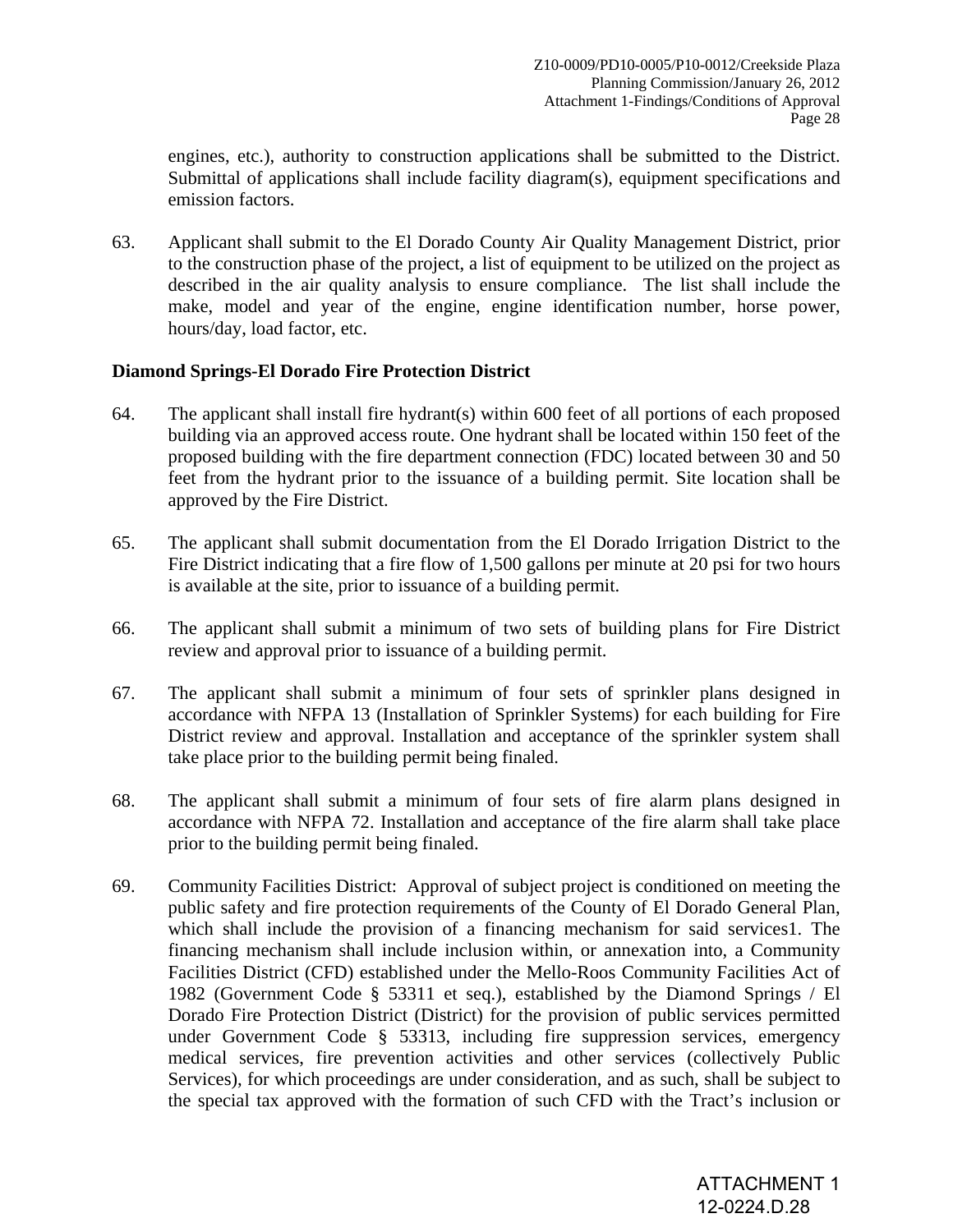engines, etc.), authority to construction applications shall be submitted to the District. Submittal of applications shall include facility diagram(s), equipment specifications and emission factors.

63. Applicant shall submit to the El Dorado County Air Quality Management District, prior to the construction phase of the project, a list of equipment to be utilized on the project as described in the air quality analysis to ensure compliance. The list shall include the make, model and year of the engine, engine identification number, horse power, hours/day, load factor, etc.

**Diamond Springs-El Dorado Fire Protection District**

64. The applicant shall install fire hydrant(s) within 600 feet of all portions of each proposed building via an approved access route. One hydrant shall be located within 150 feet of the proposed building with the fire department connection (FDC) located between 30 and 50 feet from the hydrant prior to the issuance of a building permit. Site location shall be approved by the Fire District.

65. The applicant shall submit documentation from the El Dorado Irrigation District to the Fire District indicating that a fire flow of 1,500 gallons per minute at 20 psi for two hours is available at the site, prior to issuance of a building permit.

66. The applicant shall submit a minimum of two sets of building plans for Fire District review and approval prior to issuance of a building permit.

67. The applicant shall submit a minimum of four sets of sprinkler plans designed in accordance with NFPA 13 (Installation of Sprinkler Systems) for each building for Fire District review and approval. Installation and acceptance of the sprinkler system shall take place prior to the building permit being finaled.

68. The applicant shall submit a minimum of four sets of fire alarm plans designed in accordance with NFPA 72. Installation and acceptance of the fire alarm shall take place prior to the building permit being finaled.

69. Community Facilities District: Approval of subject project is conditioned on meeting the public safety and fire protection requirements of the County of El Dorado General Plan, which shall include the provision of a financing mechanism for said services1. The financing mechanism shall include inclusion within, or annexation into, a Community Facilities District (CFD) established under the Mello-Roos Community Facilities Act of 1982 (Government Code § 53311 et seq.), established by the Diamond Springs / El Dorado Fire Protection District (District) for the provision of public services permitted under Government Code § 53313, including fire suppression services, emergency medical services, fire prevention activities and other services (collectively Public Services), for which proceedings are under consideration, and as such, shall be subject to the special tax approved with the formation of such CFD with the Tract's inclusion or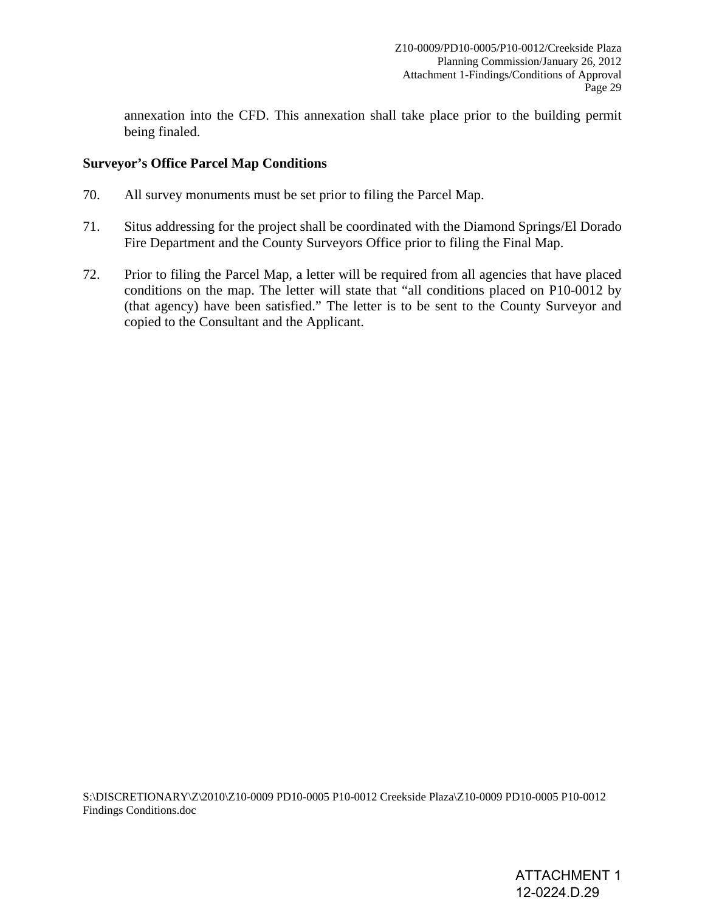annexation into the CFD. This annexation shall take place prior to the building permit being finaled.

**Surveyor's Office Parcel Map Conditions**

70. All survey monuments must be set prior to filing the Parcel Map.

71. Situs addressing for the project shall be coordinated with the Diamond Springs/El Dorado Fire Department and the County Surveyors Office prior to filing the Final Map.

72. Prior to filing the Parcel Map, a letter will be required from all agencies that have placed conditions on the map. The letter will state that "all conditions placed on P10-0012 by (that agency) have been satisfied." The letter is to be sent to the County Surveyor and copied to the Consultant and the Applicant.

S:\DISCRETIONARY\Z\2010\Z10-0009 PD10-0005 P10-0012 Creekside Plaza\Z10-0009 PD10-0005 P10-0012 Findings Conditions.doc

ATTACHMENT 1
12-0224.D.29